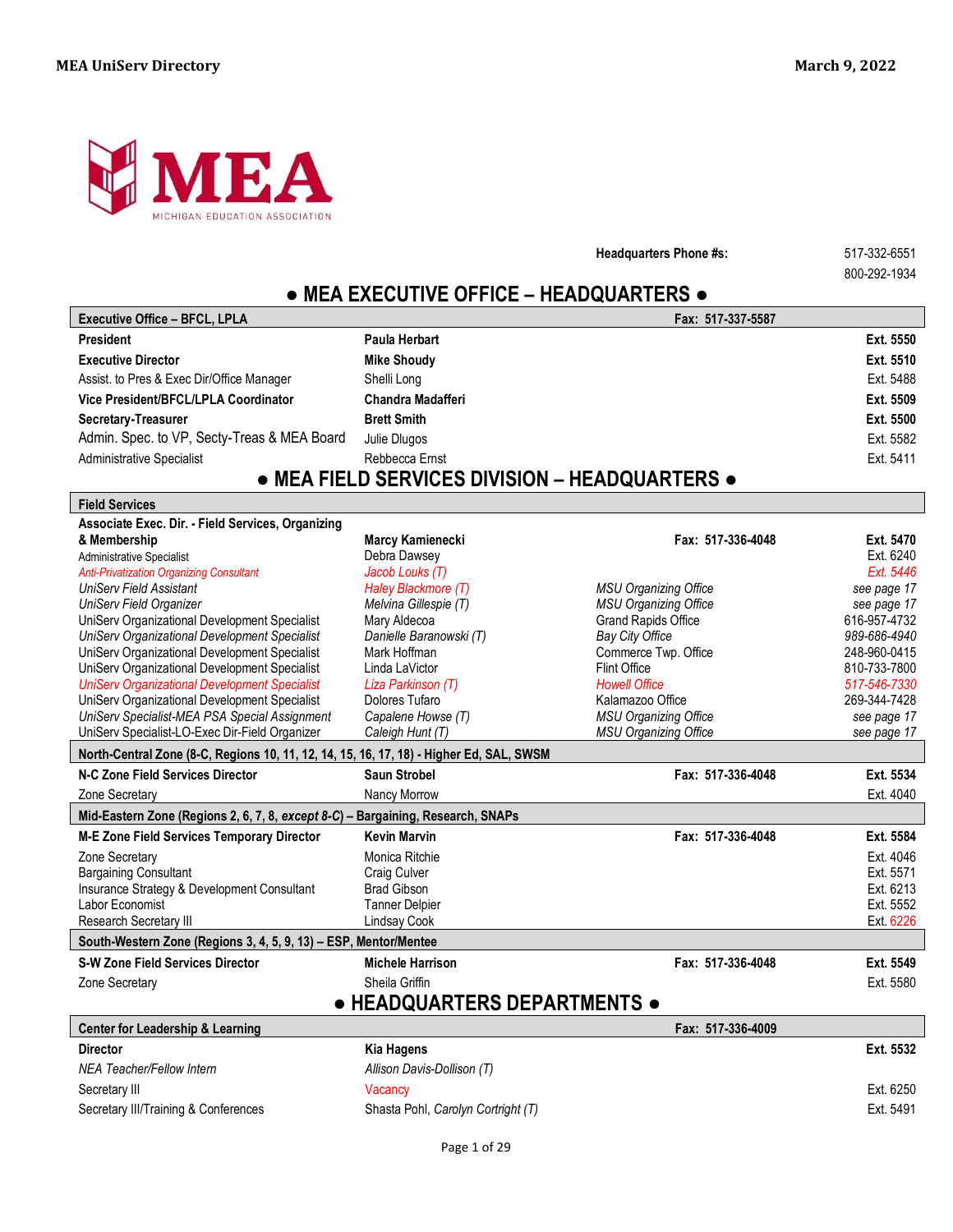MEA UniServ Directory — March 9, 2022

MEA
MICHIGAN EDUCATION ASSOCIATION

| **Headquarters Phone #s:** | 517-332-6551 |
| --- | --- |
| | 800-292-1934 |

# ● MEA EXECUTIVE OFFICE – HEADQUARTERS ●

| **Executive Office – BFCL, LPLA** | | **Fax: 517-337-5587** | |
| --- | --- | --- | --- |
| **President** | **Paula Herbart** | | **Ext. 5550** |
| **Executive Director** | **Mike Shoudy** | | **Ext. 5510** |
| Assist. to Pres & Exec Dir/Office Manager | Shelli Long | | Ext. 5488 |
| **Vice President/BFCL/LPLA Coordinator** | **Chandra Madafferi** | | **Ext. 5509** |
| **Secretary-Treasurer** | **Brett Smith** | | **Ext. 5500** |
| Admin. Spec. to VP, Secty-Treas & MEA Board | Julie Dlugos | | Ext. 5582 |
| Administrative Specialist | Rebbecca Ernst | | Ext. 5411 |

# ● MEA FIELD SERVICES DIVISION – HEADQUARTERS ●

| **Field Services** | | | |
| --- | --- | --- | --- |
| **Associate Exec. Dir. - Field Services, Organizing & Membership** | **Marcy Kamienecki** | **Fax: 517-336-4048** | **Ext. 5470** |
| Administrative Specialist | Debra Dawsey | | Ext. 6240 |
| *Anti-Privatization Organizing Consultant* | *Jacob Louks (T)* | | *Ext. 5446* |
| *UniServ Field Assistant* | *Haley Blackmore (T)* | *MSU Organizing Office* | *see page 17* |
| *UniServ Field Organizer* | *Melvina Gillespie (T)* | *MSU Organizing Office* | *see page 17* |
| UniServ Organizational Development Specialist | Mary Aldecoa | Grand Rapids Office | 616-957-4732 |
| *UniServ Organizational Development Specialist* | *Danielle Baranowski (T)* | *Bay City Office* | *989-686-4940* |
| UniServ Organizational Development Specialist | Mark Hoffman | Commerce Twp. Office | 248-960-0415 |
| UniServ Organizational Development Specialist | Linda LaVictor | Flint Office | 810-733-7800 |
| *UniServ Organizational Development Specialist* | *Liza Parkinson (T)* | *Howell Office* | *517-546-7330* |
| UniServ Organizational Development Specialist | Dolores Tufaro | Kalamazoo Office | 269-344-7428 |
| *UniServ Specialist-MEA PSA Special Assignment* | *Capalene Howse (T)* | *MSU Organizing Office* | *see page 17* |
| UniServ Specialist-LO-Exec Dir-Field Organizer | *Caleigh Hunt (T)* | *MSU Organizing Office* | *see page 17* |

| **North-Central Zone (8-C, Regions 10, 11, 12, 14, 15, 16, 17, 18) - Higher Ed, SAL, SWSM** | | | |
| --- | --- | --- | --- |
| **N-C Zone Field Services Director** | **Saun Strobel** | **Fax: 517-336-4048** | **Ext. 5534** |
| Zone Secretary | Nancy Morrow | | Ext. 4040 |

| **Mid-Eastern Zone (Regions 2, 6, 7, 8, *except 8-C*) – Bargaining, Research, SNAPs** | | | |
| --- | --- | --- | --- |
| **M-E Zone Field Services Temporary Director** | **Kevin Marvin** | **Fax: 517-336-4048** | **Ext. 5584** |
| Zone Secretary | Monica Ritchie | | Ext. 4046 |
| Bargaining Consultant | Craig Culver | | Ext. 5571 |
| Insurance Strategy & Development Consultant | Brad Gibson | | Ext. 6213 |
| Labor Economist | Tanner Delpier | | Ext. 5552 |
| Research Secretary III | Lindsay Cook | | Ext. 6226 |

| **South-Western Zone (Regions 3, 4, 5, 9, 13) – ESP, Mentor/Mentee** | | | |
| --- | --- | --- | --- |
| **S-W Zone Field Services Director** | **Michele Harrison** | **Fax: 517-336-4048** | **Ext. 5549** |
| Zone Secretary | Sheila Griffin | | Ext. 5580 |

# ● HEADQUARTERS DEPARTMENTS ●

| **Center for Leadership & Learning** | | **Fax: 517-336-4009** | |
| --- | --- | --- | --- |
| **Director** | **Kia Hagens** | | **Ext. 5532** |
| *NEA Teacher/Fellow Intern* | *Allison Davis-Dollison (T)* | | |
| Secretary III | Vacancy | | Ext. 6250 |
| Secretary III/Training & Conferences | Shasta Pohl, *Carolyn Cortright (T)* | | Ext. 5491 |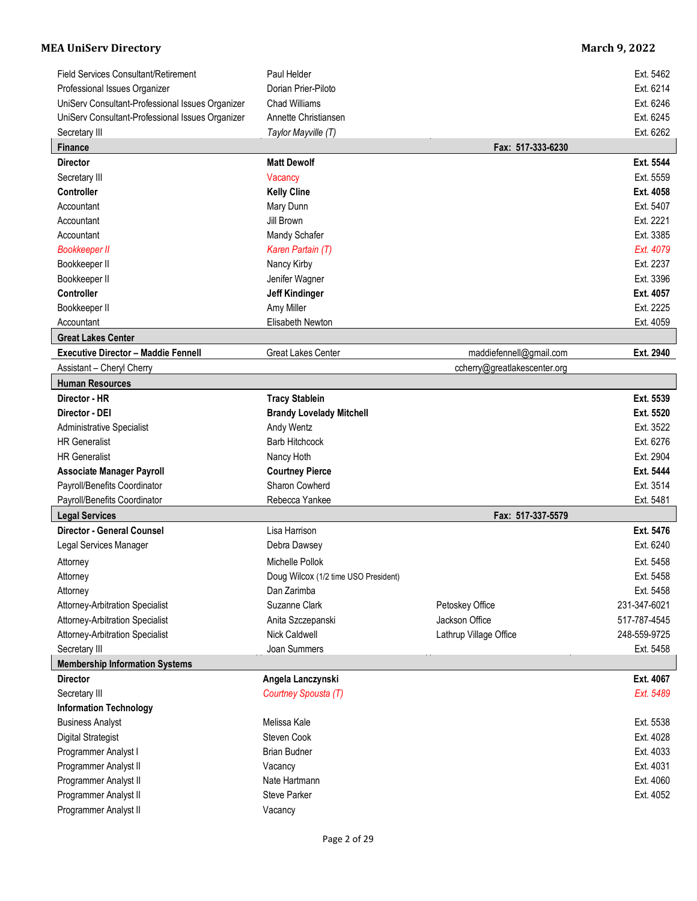| | | | |
|---|---|---|---|
| Field Services Consultant/Retirement | Paul Helder | | Ext. 5462 |
| Professional Issues Organizer | Dorian Prier-Piloto | | Ext. 6214 |
| UniServ Consultant-Professional Issues Organizer | Chad Williams | | Ext. 6246 |
| UniServ Consultant-Professional Issues Organizer | Annette Christiansen | | Ext. 6245 |
| Secretary III | *Taylor Mayville (T)* | | Ext. 6262 |
| **Finance** | | **Fax: 517-333-6230** | |
| **Director** | **Matt Dewolf** | | **Ext. 5544** |
| Secretary III | Vacancy | | Ext. 5559 |
| **Controller** | **Kelly Cline** | | **Ext. 4058** |
| Accountant | Mary Dunn | | Ext. 5407 |
| Accountant | Jill Brown | | Ext. 2221 |
| Accountant | Mandy Schafer | | Ext. 3385 |
| *Bookkeeper II* | *Karen Partain (T)* | | *Ext. 4079* |
| Bookkeeper II | Nancy Kirby | | Ext. 2237 |
| Bookkeeper II | Jenifer Wagner | | Ext. 3396 |
| **Controller** | **Jeff Kindinger** | | **Ext. 4057** |
| Bookkeeper II | Amy Miller | | Ext. 2225 |
| Accountant | Elisabeth Newton | | Ext. 4059 |
| **Great Lakes Center** | | | |
| **Executive Director – Maddie Fennell** | Great Lakes Center | maddiefennell@gmail.com | **Ext. 2940** |
| Assistant – Cheryl Cherry | | ccherry@greatlakescenter.org | |
| **Human Resources** | | | |
| **Director - HR** | **Tracy Stablein** | | **Ext. 5539** |
| **Director - DEI** | **Brandy Lovelady Mitchell** | | **Ext. 5520** |
| Administrative Specialist | Andy Wentz | | Ext. 3522 |
| HR Generalist | Barb Hitchcock | | Ext. 6276 |
| HR Generalist | Nancy Hoth | | Ext. 2904 |
| **Associate Manager Payroll** | **Courtney Pierce** | | **Ext. 5444** |
| Payroll/Benefits Coordinator | Sharon Cowherd | | Ext. 3514 |
| Payroll/Benefits Coordinator | Rebecca Yankee | | Ext. 5481 |
| **Legal Services** | | **Fax: 517-337-5579** | |
| **Director - General Counsel** | Lisa Harrison | | **Ext. 5476** |
| Legal Services Manager | Debra Dawsey | | Ext. 6240 |
| Attorney | Michelle Pollok | | Ext. 5458 |
| Attorney | Doug Wilcox (1/2 time USO President) | | Ext. 5458 |
| Attorney | Dan Zarimba | | Ext. 5458 |
| Attorney-Arbitration Specialist | Suzanne Clark | Petoskey Office | 231-347-6021 |
| Attorney-Arbitration Specialist | Anita Szczepanski | Jackson Office | 517-787-4545 |
| Attorney-Arbitration Specialist | Nick Caldwell | Lathrup Village Office | 248-559-9725 |
| Secretary III | Joan Summers | | Ext. 5458 |
| **Membership Information Systems** | | | |
| **Director** | **Angela Lanczynski** | | **Ext. 4067** |
| Secretary III | *Courtney Spousta (T)* | | *Ext. 5489* |
| **Information Technology** | | | |
| Business Analyst | Melissa Kale | | Ext. 5538 |
| Digital Strategist | Steven Cook | | Ext. 4028 |
| Programmer Analyst I | Brian Budner | | Ext. 4033 |
| Programmer Analyst II | Vacancy | | Ext. 4031 |
| Programmer Analyst II | Nate Hartmann | | Ext. 4060 |
| Programmer Analyst II | Steve Parker | | Ext. 4052 |
| Programmer Analyst II | Vacancy | | |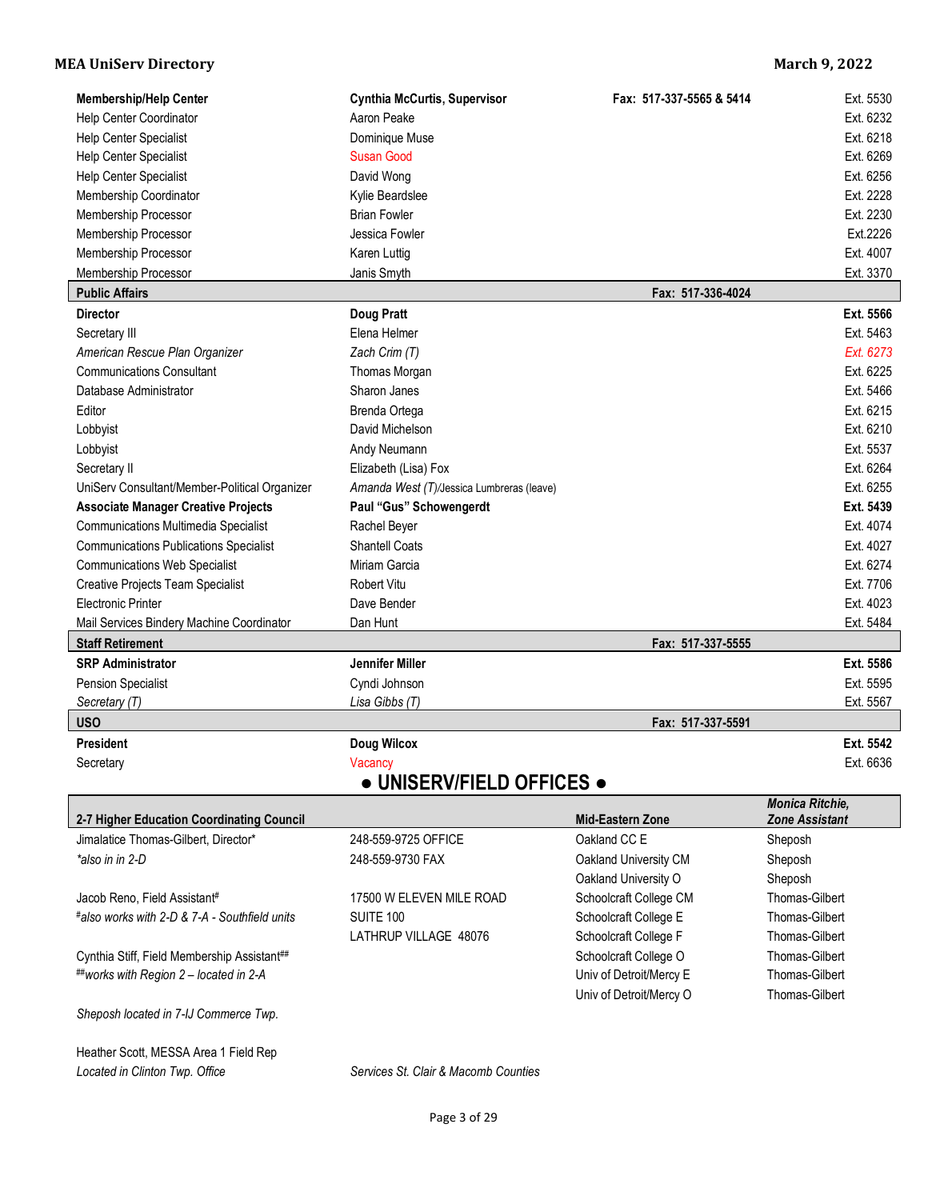| Membership/Help Center | Cynthia McCurtis, Supervisor | Fax: 517-337-5565 & 5414 | Ext. 5530 |
|---|---|---|---|
| Help Center Coordinator | Aaron Peake | | Ext. 6232 |
| Help Center Specialist | Dominique Muse | | Ext. 6218 |
| Help Center Specialist | Susan Good | | Ext. 6269 |
| Help Center Specialist | David Wong | | Ext. 6256 |
| Membership Coordinator | Kylie Beardslee | | Ext. 2228 |
| Membership Processor | Brian Fowler | | Ext. 2230 |
| Membership Processor | Jessica Fowler | | Ext.2226 |
| Membership Processor | Karen Luttig | | Ext. 4007 |
| Membership Processor | Janis Smyth | | Ext. 3370 |
| **Public Affairs** | | **Fax: 517-336-4024** | |
| **Director** | **Doug Pratt** | | **Ext. 5566** |
| Secretary III | Elena Helmer | | Ext. 5463 |
| *American Rescue Plan Organizer* | *Zach Crim (T)* | | *Ext. 6273* |
| Communications Consultant | Thomas Morgan | | Ext. 6225 |
| Database Administrator | Sharon Janes | | Ext. 5466 |
| Editor | Brenda Ortega | | Ext. 6215 |
| Lobbyist | David Michelson | | Ext. 6210 |
| Lobbyist | Andy Neumann | | Ext. 5537 |
| Secretary II | Elizabeth (Lisa) Fox | | Ext. 6264 |
| UniServ Consultant/Member-Political Organizer | *Amanda West (T)*/Jessica Lumbreras (leave) | | Ext. 6255 |
| **Associate Manager Creative Projects** | **Paul "Gus" Schowengerdt** | | **Ext. 5439** |
| Communications Multimedia Specialist | Rachel Beyer | | Ext. 4074 |
| Communications Publications Specialist | Shantell Coats | | Ext. 4027 |
| Communications Web Specialist | Miriam Garcia | | Ext. 6274 |
| Creative Projects Team Specialist | Robert Vitu | | Ext. 7706 |
| Electronic Printer | Dave Bender | | Ext. 4023 |
| Mail Services Bindery Machine Coordinator | Dan Hunt | | Ext. 5484 |
| **Staff Retirement** | | **Fax: 517-337-5555** | |
| **SRP Administrator** | **Jennifer Miller** | | **Ext. 5586** |
| Pension Specialist | Cyndi Johnson | | Ext. 5595 |
| *Secretary (T)* | *Lisa Gibbs (T)* | | Ext. 5567 |
| **USO** | | **Fax: 517-337-5591** | |
| **President** | **Doug Wilcox** | | **Ext. 5542** |
| Secretary | Vacancy | | Ext. 6636 |

## ● UNISERV/FIELD OFFICES ●

| 2-7 Higher Education Coordinating Council | | Mid-Eastern Zone | *Monica Ritchie, Zone Assistant* |
|---|---|---|---|
| Jimalatice Thomas-Gilbert, Director* | 248-559-9725 OFFICE | Oakland CC E | Sheposh |
| *\*also in in 2-D* | 248-559-9730 FAX | Oakland University CM | Sheposh |
| | | Oakland University O | Sheposh |
| Jacob Reno, Field Assistant# | 17500 W ELEVEN MILE ROAD | Schoolcraft College CM | Thomas-Gilbert |
| *#also works with 2-D & 7-A - Southfield units* | SUITE 100 | Schoolcraft College E | Thomas-Gilbert |
| | LATHRUP VILLAGE 48076 | Schoolcraft College F | Thomas-Gilbert |
| Cynthia Stiff, Field Membership Assistant## | | Schoolcraft College O | Thomas-Gilbert |
| *##works with Region 2 – located in 2-A* | | Univ of Detroit/Mercy E | Thomas-Gilbert |
| | | Univ of Detroit/Mercy O | Thomas-Gilbert |

*Sheposh located in 7-IJ Commerce Twp.*

Heather Scott, MESSA Area 1 Field Rep
*Located in Clinton Twp. Office* — *Services St. Clair & Macomb Counties*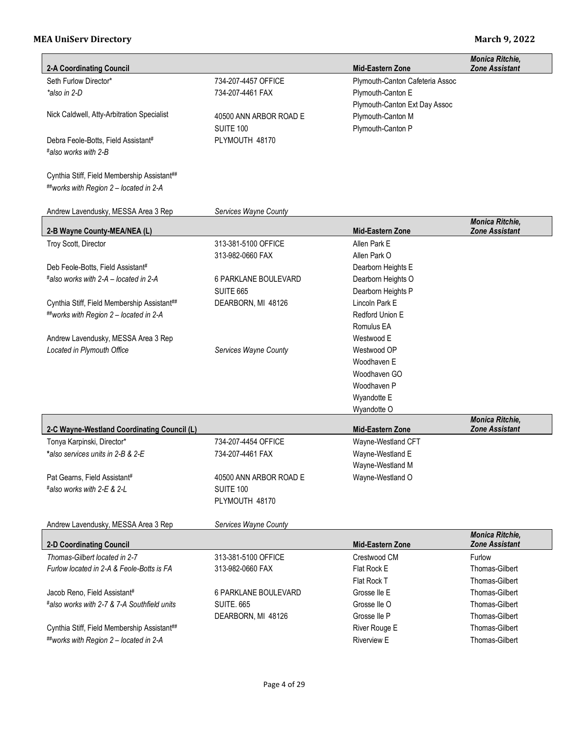| 2-A Coordinating Council | | Mid-Eastern Zone | *Monica Ritchie, Zone Assistant* |
|---|---|---|---|
| Seth Furlow Director* | 734-207-4457 OFFICE | Plymouth-Canton Cafeteria Assoc | |
| *\*also in 2-D* | 734-207-4461 FAX | Plymouth-Canton E | |
| | | Plymouth-Canton Ext Day Assoc | |
| Nick Caldwell, Atty-Arbitration Specialist | 40500 ANN ARBOR ROAD E | Plymouth-Canton M | |
| | SUITE 100 | Plymouth-Canton P | |
| Debra Feole-Botts, Field Assistant# | PLYMOUTH 48170 | | |
| *#also works with 2-B* | | | |
| Cynthia Stiff, Field Membership Assistant## | | | |
| *##works with Region 2 – located in 2-A* | | | |
| Andrew Lavendusky, MESSA Area 3 Rep | *Services Wayne County* | | |

| 2-B Wayne County-MEA/NEA (L) | | Mid-Eastern Zone | *Monica Ritchie, Zone Assistant* |
|---|---|---|---|
| Troy Scott, Director | 313-381-5100 OFFICE | Allen Park E | |
| | 313-982-0660 FAX | Allen Park O | |
| Deb Feole-Botts, Field Assistant# | | Dearborn Heights E | |
| *#also works with 2-A – located in 2-A* | 6 PARKLANE BOULEVARD | Dearborn Heights O | |
| | SUITE 665 | Dearborn Heights P | |
| Cynthia Stiff, Field Membership Assistant## | DEARBORN, MI 48126 | Lincoln Park E | |
| *##works with Region 2 – located in 2-A* | | Redford Union E | |
| | | Romulus EA | |
| Andrew Lavendusky, MESSA Area 3 Rep | | Westwood E | |
| *Located in Plymouth Office* | *Services Wayne County* | Westwood OP | |
| | | Woodhaven E | |
| | | Woodhaven GO | |
| | | Woodhaven P | |
| | | Wyandotte E | |
| | | Wyandotte O | |

| 2-C Wayne-Westland Coordinating Council (L) | | Mid-Eastern Zone | *Monica Ritchie, Zone Assistant* |
|---|---|---|---|
| Tonya Karpinski, Director* | 734-207-4454 OFFICE | Wayne-Westland CFT | |
| *\*also services units in 2-B & 2-E* | 734-207-4461 FAX | Wayne-Westland E | |
| | | Wayne-Westland M | |
| Pat Gearns, Field Assistant# | 40500 ANN ARBOR ROAD E | Wayne-Westland O | |
| *#also works with 2-E & 2-L* | SUITE 100 | | |
| | PLYMOUTH 48170 | | |
| Andrew Lavendusky, MESSA Area 3 Rep | *Services Wayne County* | | |

| 2-D Coordinating Council | | Mid-Eastern Zone | *Monica Ritchie, Zone Assistant* |
|---|---|---|---|
| *Thomas-Gilbert located in 2-7* | 313-381-5100 OFFICE | Crestwood CM | Furlow |
| *Furlow located in 2-A & Feole-Botts is FA* | 313-982-0660 FAX | Flat Rock E | Thomas-Gilbert |
| | | Flat Rock T | Thomas-Gilbert |
| Jacob Reno, Field Assistant# | 6 PARKLANE BOULEVARD | Grosse Ile E | Thomas-Gilbert |
| *#also works with 2-7 & 7-A Southfield units* | SUITE. 665 | Grosse Ile O | Thomas-Gilbert |
| | DEARBORN, MI 48126 | Grosse Ile P | Thomas-Gilbert |
| Cynthia Stiff, Field Membership Assistant## | | River Rouge E | Thomas-Gilbert |
| *##works with Region 2 – located in 2-A* | | Riverview E | Thomas-Gilbert |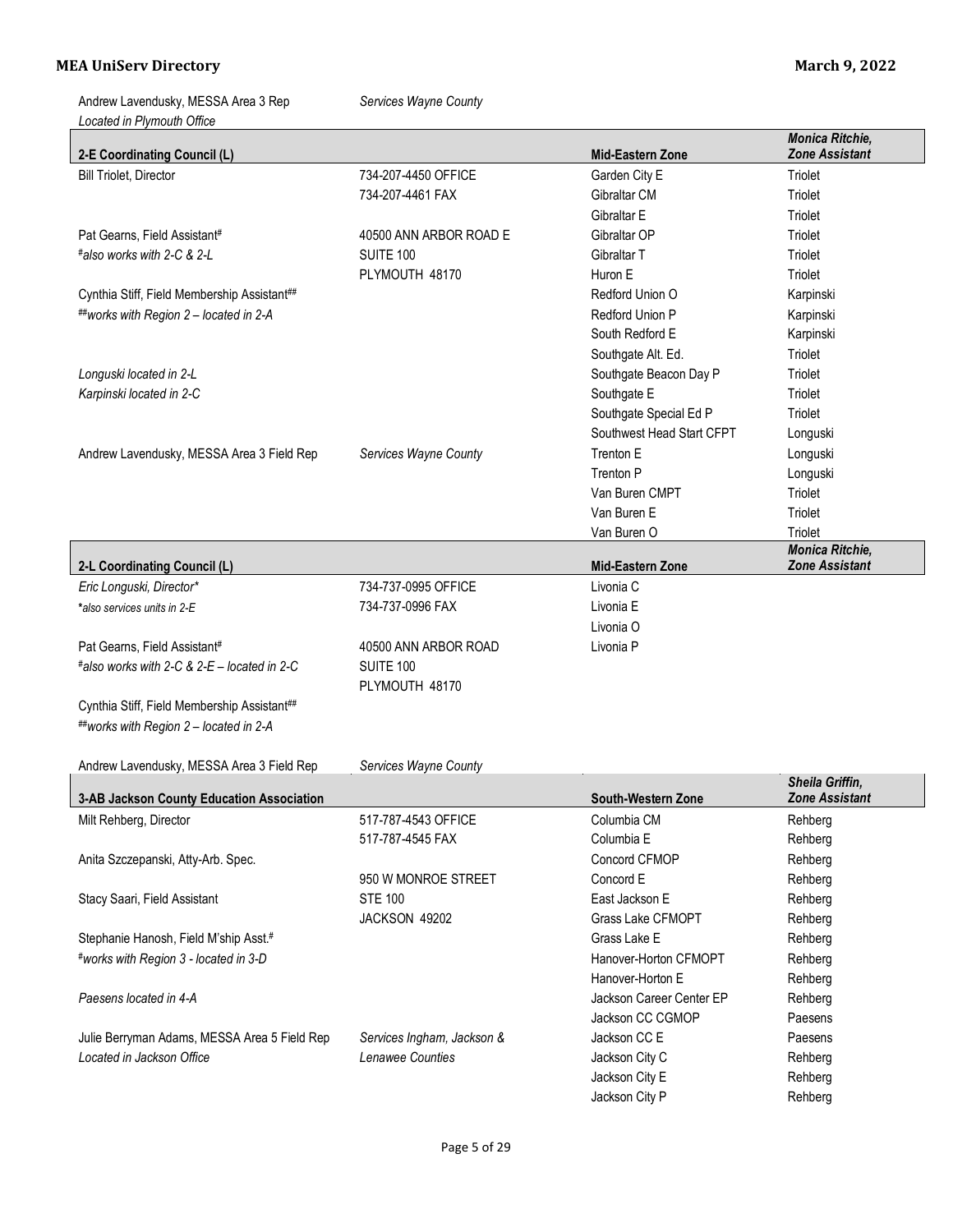Andrew Lavendusky, MESSA Area 3 Rep | *Services Wayne County*
*Located in Plymouth Office*

| 2-E Coordinating Council (L) | | Mid-Eastern Zone | *Monica Ritchie, Zone Assistant* |
|---|---|---|---|
| Bill Triolet, Director | 734-207-4450 OFFICE | Garden City E | Triolet |
| | 734-207-4461 FAX | Gibraltar CM | Triolet |
| | | Gibraltar E | Triolet |
| Pat Gearns, Field Assistant# | 40500 ANN ARBOR ROAD E | Gibraltar OP | Triolet |
| *#also works with 2-C & 2-L* | SUITE 100 | Gibraltar T | Triolet |
| | PLYMOUTH 48170 | Huron E | Triolet |
| Cynthia Stiff, Field Membership Assistant## | | Redford Union O | Karpinski |
| *##works with Region 2 – located in 2-A* | | Redford Union P | Karpinski |
| | | South Redford E | Karpinski |
| | | Southgate Alt. Ed. | Triolet |
| *Longuski located in 2-L* | | Southgate Beacon Day P | Triolet |
| *Karpinski located in 2-C* | | Southgate E | Triolet |
| | | Southgate Special Ed P | Triolet |
| | | Southwest Head Start CFPT | Longuski |
| Andrew Lavendusky, MESSA Area 3 Field Rep | *Services Wayne County* | Trenton E | Longuski |
| | | Trenton P | Longuski |
| | | Van Buren CMPT | Triolet |
| | | Van Buren E | Triolet |
| | | Van Buren O | Triolet |

| 2-L Coordinating Council (L) | | Mid-Eastern Zone | *Monica Ritchie, Zone Assistant* |
|---|---|---|---|
| *Eric Longuski, Director** | 734-737-0995 OFFICE | Livonia C | |
| **also services units in 2-E* | 734-737-0996 FAX | Livonia E | |
| | | Livonia O | |
| Pat Gearns, Field Assistant# | 40500 ANN ARBOR ROAD | Livonia P | |
| *#also works with 2-C & 2-E – located in 2-C* | SUITE 100 | | |
| | PLYMOUTH 48170 | | |
| Cynthia Stiff, Field Membership Assistant## | | | |
| *##works with Region 2 – located in 2-A* | | | |
| | | | |
| Andrew Lavendusky, MESSA Area 3 Field Rep | *Services Wayne County* | | |

| 3-AB Jackson County Education Association | | South-Western Zone | *Sheila Griffin, Zone Assistant* |
|---|---|---|---|
| Milt Rehberg, Director | 517-787-4543 OFFICE | Columbia CM | Rehberg |
| | 517-787-4545 FAX | Columbia E | Rehberg |
| Anita Szczepanski, Atty-Arb. Spec. | | Concord CFMOP | Rehberg |
| | 950 W MONROE STREET | Concord E | Rehberg |
| Stacy Saari, Field Assistant | STE 100 | East Jackson E | Rehberg |
| | JACKSON 49202 | Grass Lake CFMOPT | Rehberg |
| Stephanie Hanosh, Field M'ship Asst.# | | Grass Lake E | Rehberg |
| *#works with Region 3 - located in 3-D* | | Hanover-Horton CFMOPT | Rehberg |
| | | Hanover-Horton E | Rehberg |
| *Paesens located in 4-A* | | Jackson Career Center EP | Rehberg |
| | | Jackson CC CGMOP | Paesens |
| Julie Berryman Adams, MESSA Area 5 Field Rep | *Services Ingham, Jackson &* | Jackson CC E | Paesens |
| *Located in Jackson Office* | *Lenawee Counties* | Jackson City C | Rehberg |
| | | Jackson City E | Rehberg |
| | | Jackson City P | Rehberg |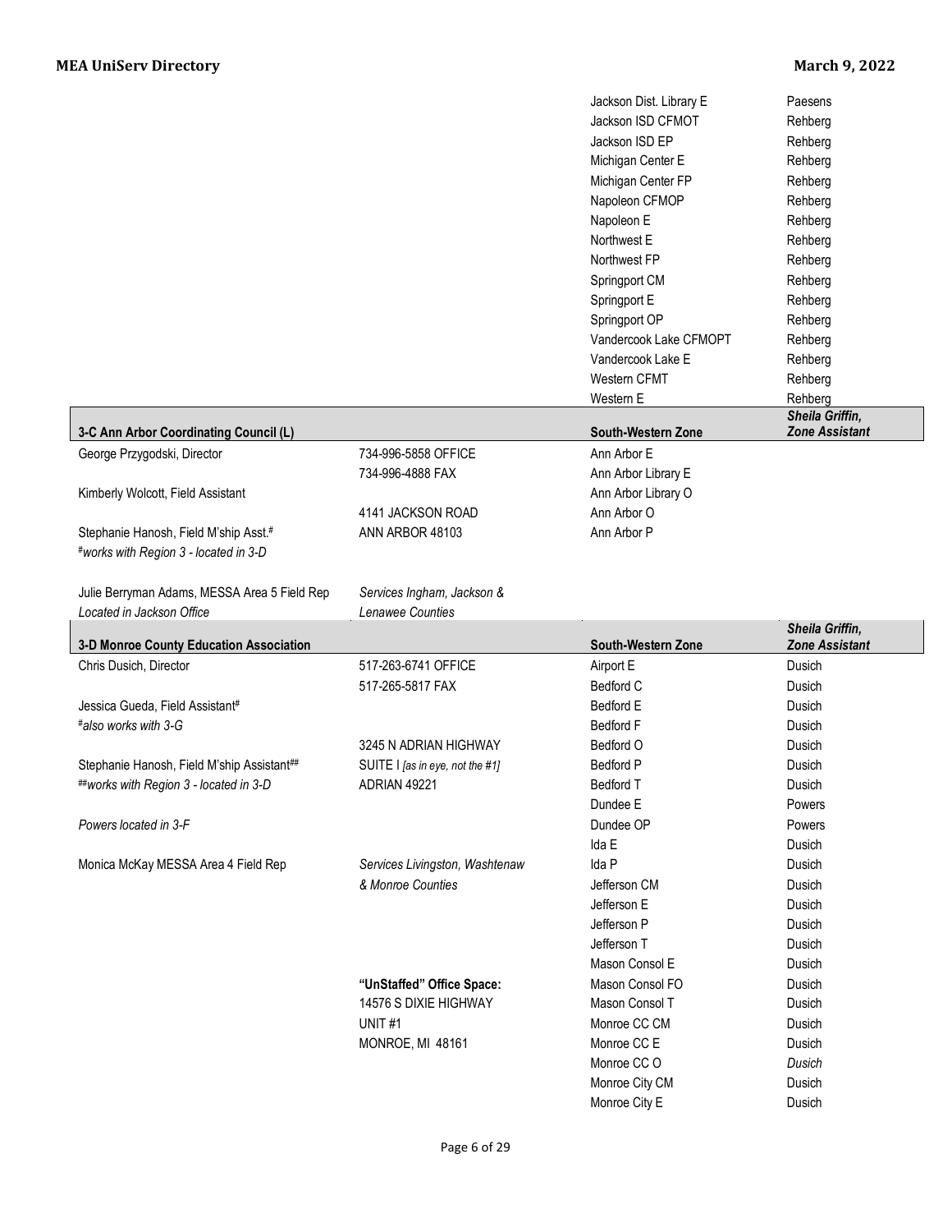| Local | Staff |
|---|---|
| Jackson Dist. Library E | Paesens |
| Jackson ISD CFMOT | Rehberg |
| Jackson ISD EP | Rehberg |
| Michigan Center E | Rehberg |
| Michigan Center FP | Rehberg |
| Napoleon CFMOP | Rehberg |
| Napoleon E | Rehberg |
| Northwest E | Rehberg |
| Northwest FP | Rehberg |
| Springport CM | Rehberg |
| Springport E | Rehberg |
| Springport OP | Rehberg |
| Vandercook Lake CFMOPT | Rehberg |
| Vandercook Lake E | Rehberg |
| Western CFMT | Rehberg |
| Western E | Rehberg |

## 3-C Ann Arbor Coordinating Council (L)

**South-Western Zone** — ***Sheila Griffin, Zone Assistant***

| Staff | Contact | Local | |
|---|---|---|---|
| George Przygodski, Director | 734-996-5858 OFFICE | Ann Arbor E | |
| | 734-996-4888 FAX | Ann Arbor Library E | |
| Kimberly Wolcott, Field Assistant | | Ann Arbor Library O | |
| | 4141 JACKSON ROAD | Ann Arbor O | |
| Stephanie Hanosh, Field M'ship Asst.# | ANN ARBOR 48103 | Ann Arbor P | |
| *#works with Region 3 - located in 3-D* | | | |
| | | | |
| Julie Berryman Adams, MESSA Area 5 Field Rep | *Services Ingham, Jackson &* | | |
| *Located in Jackson Office* | *Lenawee Counties* | | |

## 3-D Monroe County Education Association

**South-Western Zone** — ***Sheila Griffin, Zone Assistant***

| Staff | Contact | Local | Staff |
|---|---|---|---|
| Chris Dusich, Director | 517-263-6741 OFFICE | Airport E | Dusich |
| | 517-265-5817 FAX | Bedford C | Dusich |
| Jessica Gueda, Field Assistant# | | Bedford E | Dusich |
| *#also works with 3-G* | | Bedford F | Dusich |
| | 3245 N ADRIAN HIGHWAY | Bedford O | Dusich |
| Stephanie Hanosh, Field M'ship Assistant## | SUITE I *[as in eye, not the #1]* | Bedford P | Dusich |
| *##works with Region 3 - located in 3-D* | ADRIAN 49221 | Bedford T | Dusich |
| | | Dundee E | Powers |
| *Powers located in 3-F* | | Dundee OP | Powers |
| | | Ida E | Dusich |
| Monica McKay MESSA Area 4 Field Rep | *Services Livingston, Washtenaw* | Ida P | Dusich |
| | *& Monroe Counties* | Jefferson CM | Dusich |
| | | Jefferson E | Dusich |
| | | Jefferson P | Dusich |
| | | Jefferson T | Dusich |
| | | Mason Consol E | Dusich |
| | **"UnStaffed" Office Space:** | Mason Consol FO | Dusich |
| | 14576 S DIXIE HIGHWAY | Mason Consol T | Dusich |
| | UNIT #1 | Monroe CC CM | Dusich |
| | MONROE, MI 48161 | Monroe CC E | Dusich |
| | | Monroe CC O | *Dusich* |
| | | Monroe City CM | Dusich |
| | | Monroe City E | Dusich |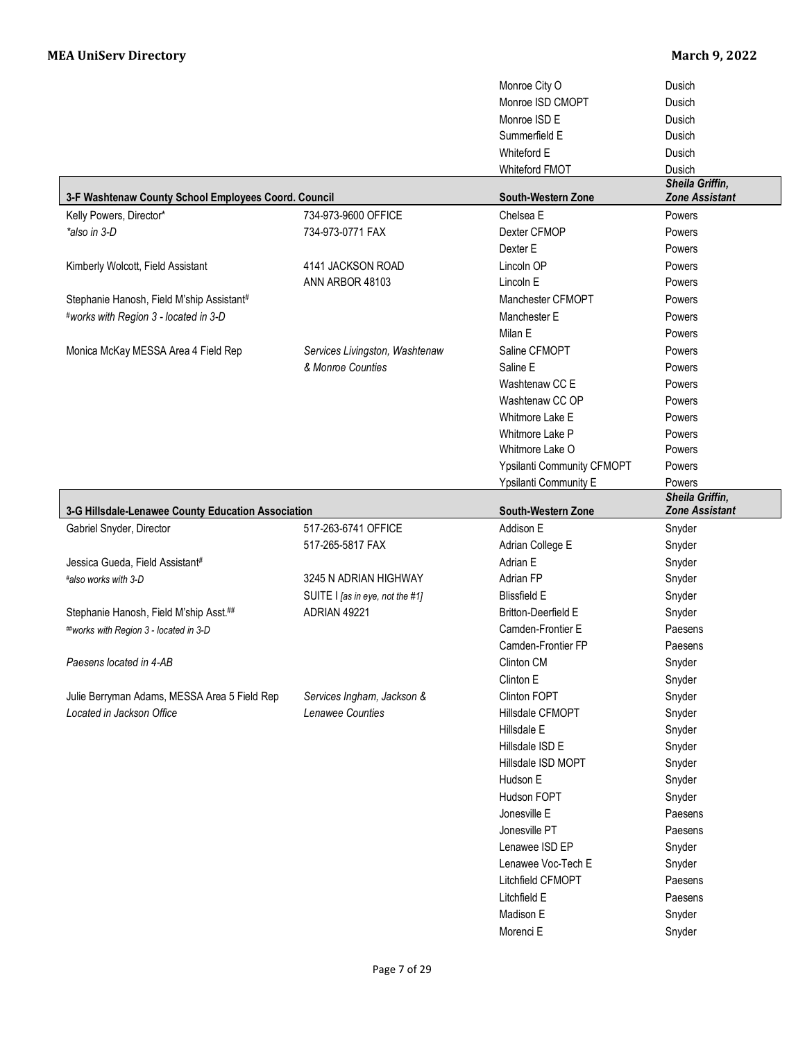| | | | |
|---|---|---|---|
| | | Monroe City O | Dusich |
| | | Monroe ISD CMOPT | Dusich |
| | | Monroe ISD E | Dusich |
| | | Summerfield E | Dusich |
| | | Whiteford E | Dusich |
| | | Whiteford FMOT | Dusich |

| **3-F Washtenaw County School Employees Coord. Council** | | **South-Western Zone** | ***Sheila Griffin, Zone Assistant*** |
|---|---|---|---|
| Kelly Powers, Director* | 734-973-9600 OFFICE | Chelsea E | Powers |
| *\*also in 3-D* | 734-973-0771 FAX | Dexter CFMOP | Powers |
| | | Dexter E | Powers |
| Kimberly Wolcott, Field Assistant | 4141 JACKSON ROAD | Lincoln OP | Powers |
| | ANN ARBOR 48103 | Lincoln E | Powers |
| Stephanie Hanosh, Field M'ship Assistant# | | Manchester CFMOPT | Powers |
| *#works with Region 3 - located in 3-D* | | Manchester E | Powers |
| | | Milan E | Powers |
| Monica McKay MESSA Area 4 Field Rep | *Services Livingston, Washtenaw* | Saline CFMOPT | Powers |
| | *& Monroe Counties* | Saline E | Powers |
| | | Washtenaw CC E | Powers |
| | | Washtenaw CC OP | Powers |
| | | Whitmore Lake E | Powers |
| | | Whitmore Lake P | Powers |
| | | Whitmore Lake O | Powers |
| | | Ypsilanti Community CFMOPT | Powers |
| | | Ypsilanti Community E | Powers |

| **3-G Hillsdale-Lenawee County Education Association** | | **South-Western Zone** | ***Sheila Griffin, Zone Assistant*** |
|---|---|---|---|
| Gabriel Snyder, Director | 517-263-6741 OFFICE | Addison E | Snyder |
| | 517-265-5817 FAX | Adrian College E | Snyder |
| Jessica Gueda, Field Assistant# | | Adrian E | Snyder |
| *#also works with 3-D* | 3245 N ADRIAN HIGHWAY | Adrian FP | Snyder |
| | SUITE I *[as in eye, not the #1]* | Blissfield E | Snyder |
| Stephanie Hanosh, Field M'ship Asst.## | ADRIAN 49221 | Britton-Deerfield E | Snyder |
| *##works with Region 3 - located in 3-D* | | Camden-Frontier E | Paesens |
| | | Camden-Frontier FP | Paesens |
| *Paesens located in 4-AB* | | Clinton CM | Snyder |
| | | Clinton E | Snyder |
| Julie Berryman Adams, MESSA Area 5 Field Rep | *Services Ingham, Jackson &* | Clinton FOPT | Snyder |
| *Located in Jackson Office* | *Lenawee Counties* | Hillsdale CFMOPT | Snyder |
| | | Hillsdale E | Snyder |
| | | Hillsdale ISD E | Snyder |
| | | Hillsdale ISD MOPT | Snyder |
| | | Hudson E | Snyder |
| | | Hudson FOPT | Snyder |
| | | Jonesville E | Paesens |
| | | Jonesville PT | Paesens |
| | | Lenawee ISD EP | Snyder |
| | | Lenawee Voc-Tech E | Snyder |
| | | Litchfield CFMOPT | Paesens |
| | | Litchfield E | Paesens |
| | | Madison E | Snyder |
| | | Morenci E | Snyder |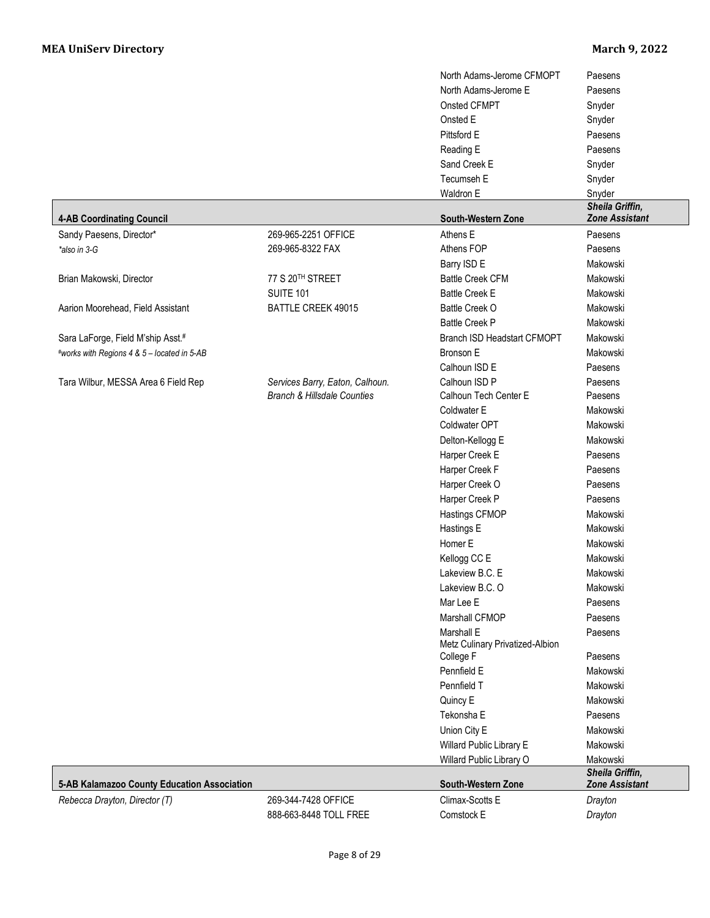| | | | |
|---|---|---|---|
| | | North Adams-Jerome CFMOPT | Paesens |
| | | North Adams-Jerome E | Paesens |
| | | Onsted CFMPT | Snyder |
| | | Onsted E | Snyder |
| | | Pittsford E | Paesens |
| | | Reading E | Paesens |
| | | Sand Creek E | Snyder |
| | | Tecumseh E | Snyder |
| | | Waldron E | Snyder |

| **4-AB Coordinating Council** | | **South-Western Zone** | ***Sheila Griffin, Zone Assistant*** |
|---|---|---|---|
| Sandy Paesens, Director* | 269-965-2251 OFFICE | Athens E | Paesens |
| *\*also in 3-G* | 269-965-8322 FAX | Athens FOP | Paesens |
| | | Barry ISD E | Makowski |
| Brian Makowski, Director | 77 S 20TH STREET | Battle Creek CFM | Makowski |
| | SUITE 101 | Battle Creek E | Makowski |
| Aarion Moorehead, Field Assistant | BATTLE CREEK 49015 | Battle Creek O | Makowski |
| | | Battle Creek P | Makowski |
| Sara LaForge, Field M'ship Asst.# | | Branch ISD Headstart CFMOPT | Makowski |
| *#works with Regions 4 & 5 – located in 5-AB* | | Bronson E | Makowski |
| | | Calhoun ISD E | Paesens |
| Tara Wilbur, MESSA Area 6 Field Rep | *Services Barry, Eaton, Calhoun. Branch & Hillsdale Counties* | Calhoun ISD P | Paesens |
| | | Calhoun Tech Center E | Paesens |
| | | Coldwater E | Makowski |
| | | Coldwater OPT | Makowski |
| | | Delton-Kellogg E | Makowski |
| | | Harper Creek E | Paesens |
| | | Harper Creek F | Paesens |
| | | Harper Creek O | Paesens |
| | | Harper Creek P | Paesens |
| | | Hastings CFMOP | Makowski |
| | | Hastings E | Makowski |
| | | Homer E | Makowski |
| | | Kellogg CC E | Makowski |
| | | Lakeview B.C. E | Makowski |
| | | Lakeview B.C. O | Makowski |
| | | Mar Lee E | Paesens |
| | | Marshall CFMOP | Paesens |
| | | Marshall E | Paesens |
| | | Metz Culinary Privatized-Albion College F | Paesens |
| | | Pennfield E | Makowski |
| | | Pennfield T | Makowski |
| | | Quincy E | Makowski |
| | | Tekonsha E | Paesens |
| | | Union City E | Makowski |
| | | Willard Public Library E | Makowski |
| | | Willard Public Library O | Makowski |

| **5-AB Kalamazoo County Education Association** | | **South-Western Zone** | ***Sheila Griffin, Zone Assistant*** |
|---|---|---|---|
| *Rebecca Drayton, Director (T)* | 269-344-7428 OFFICE | Climax-Scotts E | *Drayton* |
| | 888-663-8448 TOLL FREE | Comstock E | *Drayton* |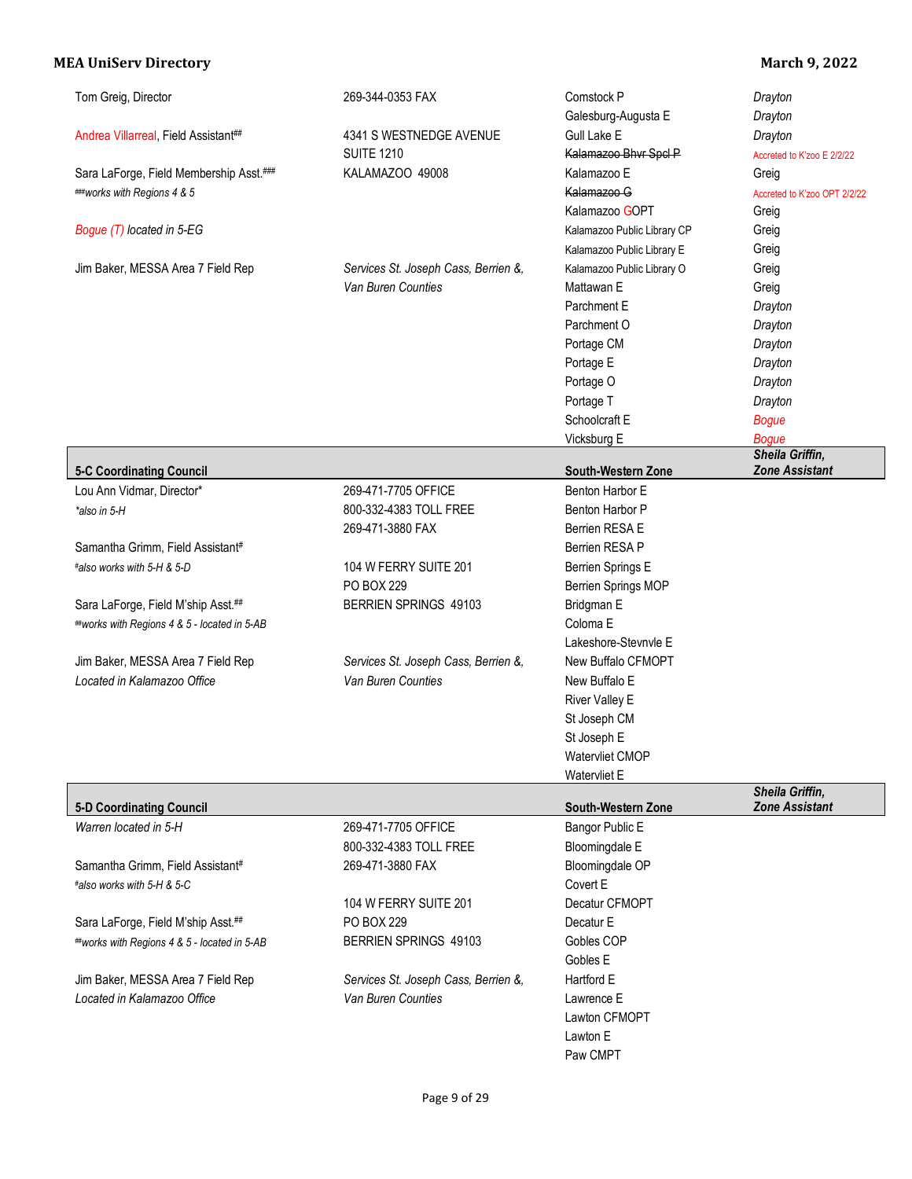| | | | |
|---|---|---|---|
| Tom Greig, Director | 269-344-0353 FAX | Comstock P | *Drayton* |
| | | Galesburg-Augusta E | *Drayton* |
| Andrea Villarreal, Field Assistant[##] | 4341 S WESTNEDGE AVENUE | Gull Lake E | *Drayton* |
| | SUITE 1210 | ~~Kalamazoo Bhvr Spcl P~~ | Accreted to K'zoo E 2/2/22 |
| Sara LaForge, Field Membership Asst.[###] | KALAMAZOO 49008 | Kalamazoo E | Greig |
| *###works with Regions 4 & 5* | | ~~Kalamazoo G~~ | Accreted to K'zoo OPT 2/2/22 |
| | | Kalamazoo GOPT | Greig |
| *Bogue (T) located in 5-EG* | | Kalamazoo Public Library CP | Greig |
| | | Kalamazoo Public Library E | Greig |
| Jim Baker, MESSA Area 7 Field Rep | *Services St. Joseph Cass, Berrien &,* | Kalamazoo Public Library O | Greig |
| | *Van Buren Counties* | Mattawan E | Greig |
| | | Parchment E | *Drayton* |
| | | Parchment O | *Drayton* |
| | | Portage CM | *Drayton* |
| | | Portage E | *Drayton* |
| | | Portage O | *Drayton* |
| | | Portage T | *Drayton* |
| | | Schoolcraft E | *Bogue* |
| | | Vicksburg E | *Bogue* |

| **5-C Coordinating Council** | | **South-Western Zone** | ***Sheila Griffin, Zone Assistant*** |
|---|---|---|---|
| Lou Ann Vidmar, Director* | 269-471-7705 OFFICE | Benton Harbor E | |
| *\*also in 5-H* | 800-332-4383 TOLL FREE | Benton Harbor P | |
| | 269-471-3880 FAX | Berrien RESA E | |
| Samantha Grimm, Field Assistant[#] | | Berrien RESA P | |
| *#also works with 5-H & 5-D* | 104 W FERRY SUITE 201 | Berrien Springs E | |
| | PO BOX 229 | Berrien Springs MOP | |
| Sara LaForge, Field M'ship Asst.[##] | BERRIEN SPRINGS 49103 | Bridgman E | |
| *##works with Regions 4 & 5 - located in 5-AB* | | Coloma E | |
| | | Lakeshore-Stevnvle E | |
| Jim Baker, MESSA Area 7 Field Rep | *Services St. Joseph Cass, Berrien &,* | New Buffalo CFMOPT | |
| *Located in Kalamazoo Office* | *Van Buren Counties* | New Buffalo E | |
| | | River Valley E | |
| | | St Joseph CM | |
| | | St Joseph E | |
| | | Watervliet CMOP | |
| | | Watervliet E | |

| **5-D Coordinating Council** | | **South-Western Zone** | ***Sheila Griffin, Zone Assistant*** |
|---|---|---|---|
| *Warren located in 5-H* | 269-471-7705 OFFICE | Bangor Public E | |
| | 800-332-4383 TOLL FREE | Bloomingdale E | |
| Samantha Grimm, Field Assistant[#] | 269-471-3880 FAX | Bloomingdale OP | |
| *#also works with 5-H & 5-C* | | Covert E | |
| | 104 W FERRY SUITE 201 | Decatur CFMOPT | |
| Sara LaForge, Field M'ship Asst.[##] | PO BOX 229 | Decatur E | |
| *##works with Regions 4 & 5 - located in 5-AB* | BERRIEN SPRINGS 49103 | Gobles COP | |
| | | Gobles E | |
| Jim Baker, MESSA Area 7 Field Rep | *Services St. Joseph Cass, Berrien &,* | Hartford E | |
| *Located in Kalamazoo Office* | *Van Buren Counties* | Lawrence E | |
| | | Lawton CFMOPT | |
| | | Lawton E | |
| | | Paw CMPT | |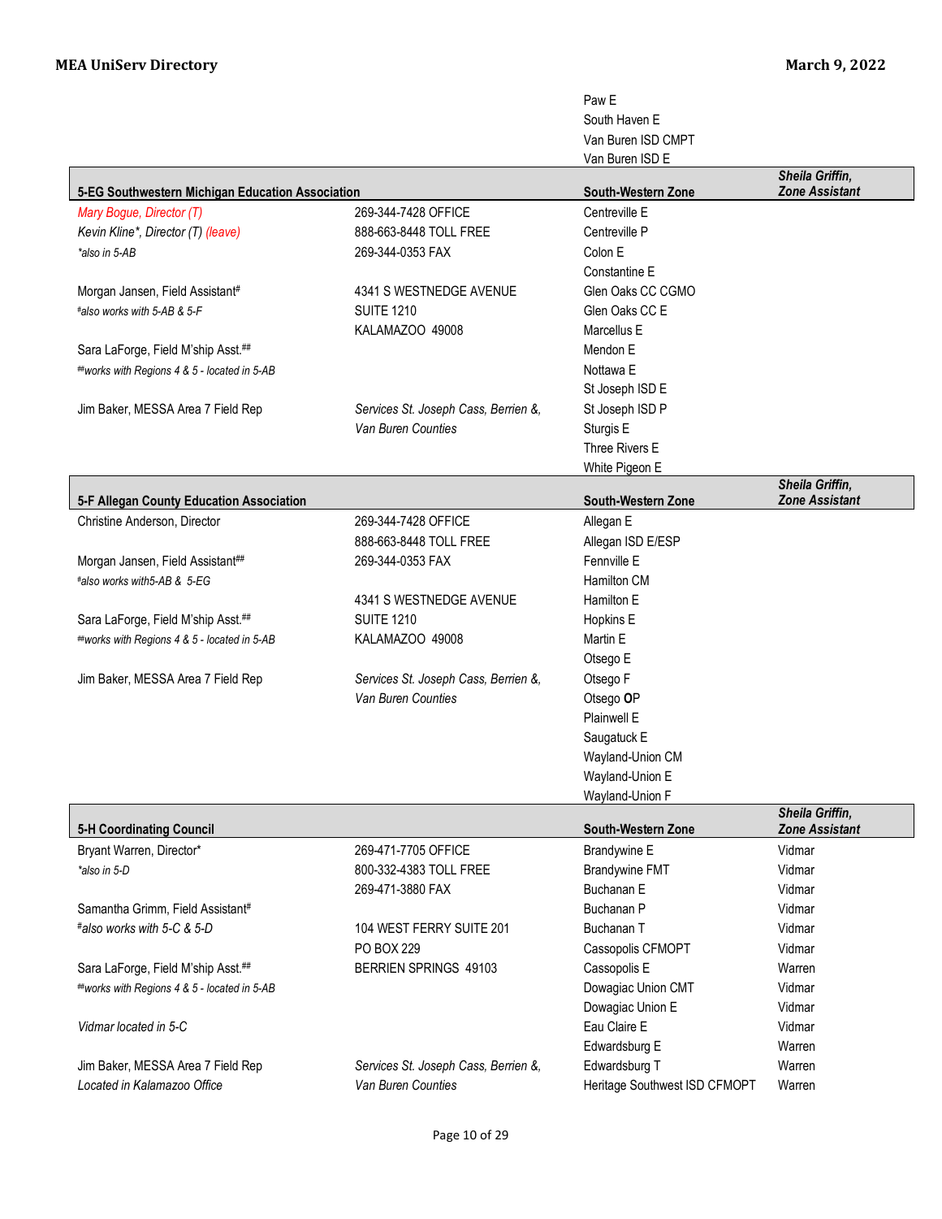| | | | |
|---|---|---|---|
| | | Paw E | |
| | | South Haven E | |
| | | Van Buren ISD CMPT | |
| | | Van Buren ISD E | |

| **5-EG Southwestern Michigan Education Association** | | **South-Western Zone** | ***Sheila Griffin, Zone Assistant*** |
|---|---|---|---|
| *Mary Bogue, Director (T)* | 269-344-7428 OFFICE | Centreville E | |
| *Kevin Kline\*, Director (T) (leave)* | 888-663-8448 TOLL FREE | Centreville P | |
| *\*also in 5-AB* | 269-344-0353 FAX | Colon E | |
| | | Constantine E | |
| Morgan Jansen, Field Assistant# | 4341 S WESTNEDGE AVENUE | Glen Oaks CC CGMO | |
| *#also works with 5-AB & 5-F* | SUITE 1210 | Glen Oaks CC E | |
| | KALAMAZOO 49008 | Marcellus E | |
| Sara LaForge, Field M'ship Asst.## | | Mendon E | |
| *##works with Regions 4 & 5 - located in 5-AB* | | Nottawa E | |
| | | St Joseph ISD E | |
| Jim Baker, MESSA Area 7 Field Rep | *Services St. Joseph Cass, Berrien &,* | St Joseph ISD P | |
| | *Van Buren Counties* | Sturgis E | |
| | | Three Rivers E | |
| | | White Pigeon E | |

| **5-F Allegan County Education Association** | | **South-Western Zone** | ***Sheila Griffin, Zone Assistant*** |
|---|---|---|---|
| Christine Anderson, Director | 269-344-7428 OFFICE | Allegan E | |
| | 888-663-8448 TOLL FREE | Allegan ISD E/ESP | |
| Morgan Jansen, Field Assistant## | 269-344-0353 FAX | Fennville E | |
| *#also works with5-AB & 5-EG* | | Hamilton CM | |
| | 4341 S WESTNEDGE AVENUE | Hamilton E | |
| Sara LaForge, Field M'ship Asst.## | SUITE 1210 | Hopkins E | |
| *##works with Regions 4 & 5 - located in 5-AB* | KALAMAZOO 49008 | Martin E | |
| | | Otsego E | |
| Jim Baker, MESSA Area 7 Field Rep | *Services St. Joseph Cass, Berrien &,* | Otsego F | |
| | *Van Buren Counties* | Otsego **O**P | |
| | | Plainwell E | |
| | | Saugatuck E | |
| | | Wayland-Union CM | |
| | | Wayland-Union E | |
| | | Wayland-Union F | |

| **5-H Coordinating Council** | | **South-Western Zone** | ***Sheila Griffin, Zone Assistant*** |
|---|---|---|---|
| Bryant Warren, Director\* | 269-471-7705 OFFICE | Brandywine E | Vidmar |
| *\*also in 5-D* | 800-332-4383 TOLL FREE | Brandywine FMT | Vidmar |
| | 269-471-3880 FAX | Buchanan E | Vidmar |
| Samantha Grimm, Field Assistant# | | Buchanan P | Vidmar |
| *#also works with 5-C & 5-D* | 104 WEST FERRY SUITE 201 | Buchanan T | Vidmar |
| | PO BOX 229 | Cassopolis CFMOPT | Vidmar |
| Sara LaForge, Field M'ship Asst.## | BERRIEN SPRINGS 49103 | Cassopolis E | Warren |
| *##works with Regions 4 & 5 - located in 5-AB* | | Dowagiac Union CMT | Vidmar |
| | | Dowagiac Union E | Vidmar |
| *Vidmar located in 5-C* | | Eau Claire E | Vidmar |
| | | Edwardsburg E | Warren |
| Jim Baker, MESSA Area 7 Field Rep | *Services St. Joseph Cass, Berrien &,* | Edwardsburg T | Warren |
| *Located in Kalamazoo Office* | *Van Buren Counties* | Heritage Southwest ISD CFMOPT | Warren |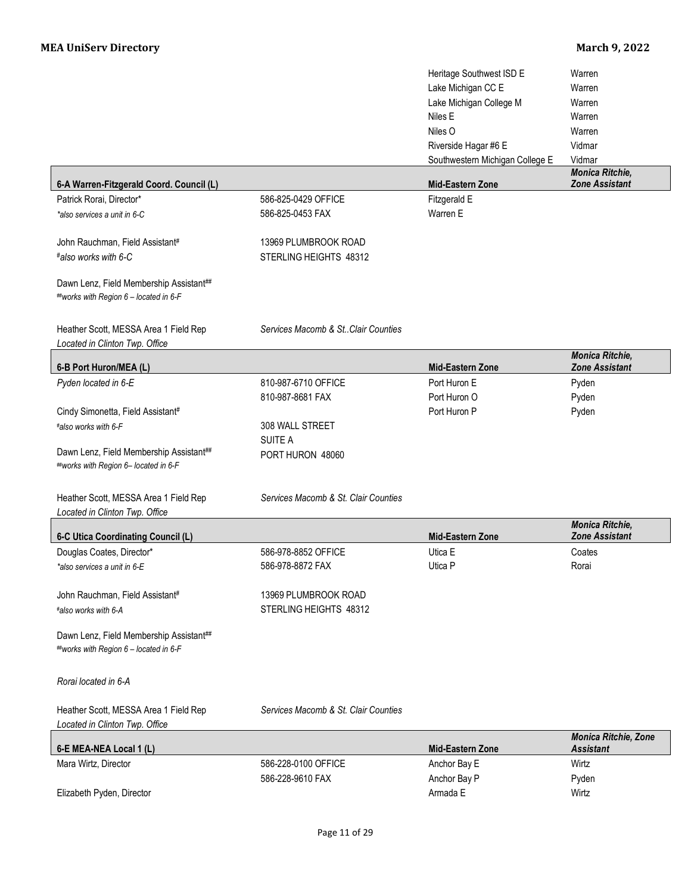| | | | |
|---|---|---|---|
| | | Heritage Southwest ISD E | Warren |
| | | Lake Michigan CC E | Warren |
| | | Lake Michigan College M | Warren |
| | | Niles E | Warren |
| | | Niles O | Warren |
| | | Riverside Hagar #6 E | Vidmar |
| | | Southwestern Michigan College E | Vidmar |

| **6-A Warren-Fitzgerald Coord. Council (L)** | | **Mid-Eastern Zone** | ***Monica Ritchie, Zone Assistant*** |
|---|---|---|---|
| Patrick Rorai, Director* | 586-825-0429 OFFICE | Fitzgerald E | |
| *\*also services a unit in 6-C* | 586-825-0453 FAX | Warren E | |
| | | | |
| John Rauchman, Field Assistant# | 13969 PLUMBROOK ROAD | | |
| *#also works with 6-C* | STERLING HEIGHTS 48312 | | |
| | | | |
| Dawn Lenz, Field Membership Assistant## | | | |
| *##works with Region 6 – located in 6-F* | | | |
| | | | |
| Heather Scott, MESSA Area 1 Field Rep | *Services Macomb & St..Clair Counties* | | |
| *Located in Clinton Twp. Office* | | | |

| **6-B Port Huron/MEA (L)** | | **Mid-Eastern Zone** | ***Monica Ritchie, Zone Assistant*** |
|---|---|---|---|
| *Pyden located in 6-E* | 810-987-6710 OFFICE | Port Huron E | Pyden |
| | 810-987-8681 FAX | Port Huron O | Pyden |
| Cindy Simonetta, Field Assistant# | | Port Huron P | Pyden |
| *#also works with 6-F* | 308 WALL STREET | | |
| | SUITE A | | |
| Dawn Lenz, Field Membership Assistant## | PORT HURON 48060 | | |
| *##works with Region 6– located in 6-F* | | | |
| | | | |
| Heather Scott, MESSA Area 1 Field Rep | *Services Macomb & St. Clair Counties* | | |
| *Located in Clinton Twp. Office* | | | |

| **6-C Utica Coordinating Council (L)** | | **Mid-Eastern Zone** | ***Monica Ritchie, Zone Assistant*** |
|---|---|---|---|
| Douglas Coates, Director* | 586-978-8852 OFFICE | Utica E | Coates |
| *\*also services a unit in 6-E* | 586-978-8872 FAX | Utica P | Rorai |
| | | | |
| John Rauchman, Field Assistant# | 13969 PLUMBROOK ROAD | | |
| *#also works with 6-A* | STERLING HEIGHTS 48312 | | |
| | | | |
| Dawn Lenz, Field Membership Assistant## | | | |
| *##works with Region 6 – located in 6-F* | | | |
| | | | |
| *Rorai located in 6-A* | | | |
| | | | |
| Heather Scott, MESSA Area 1 Field Rep | *Services Macomb & St. Clair Counties* | | |
| *Located in Clinton Twp. Office* | | | |

| **6-E MEA-NEA Local 1 (L)** | | **Mid-Eastern Zone** | ***Monica Ritchie, Zone Assistant*** |
|---|---|---|---|
| Mara Wirtz, Director | 586-228-0100 OFFICE | Anchor Bay E | Wirtz |
| | 586-228-9610 FAX | Anchor Bay P | Pyden |
| Elizabeth Pyden, Director | | Armada E | Wirtz |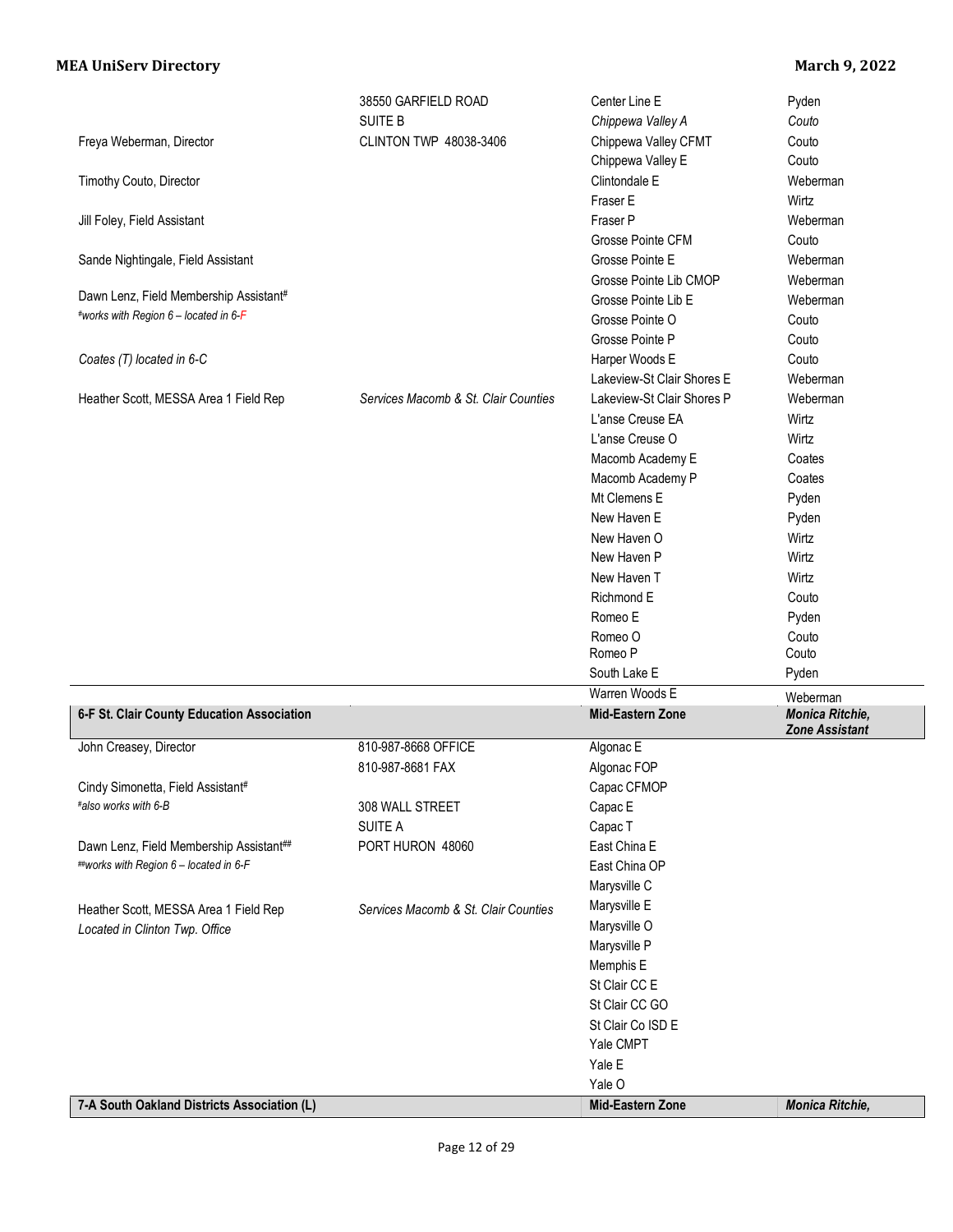| | | | |
|---|---|---|---|
| | 38550 GARFIELD ROAD | Center Line E | Pyden |
| | SUITE B | *Chippewa Valley A* | *Couto* |
| Freya Weberman, Director | CLINTON TWP 48038-3406 | Chippewa Valley CFMT | Couto |
| | | Chippewa Valley E | Couto |
| Timothy Couto, Director | | Clintondale E | Weberman |
| | | Fraser E | Wirtz |
| Jill Foley, Field Assistant | | Fraser P | Weberman |
| | | Grosse Pointe CFM | Couto |
| Sande Nightingale, Field Assistant | | Grosse Pointe E | Weberman |
| | | Grosse Pointe Lib CMOP | Weberman |
| Dawn Lenz, Field Membership Assistant# | | Grosse Pointe Lib E | Weberman |
| *#works with Region 6 – located in 6-F* | | Grosse Pointe O | Couto |
| | | Grosse Pointe P | Couto |
| *Coates (T) located in 6-C* | | Harper Woods E | Couto |
| | | Lakeview-St Clair Shores E | Weberman |
| Heather Scott, MESSA Area 1 Field Rep | *Services Macomb & St. Clair Counties* | Lakeview-St Clair Shores P | Weberman |
| | | L'anse Creuse EA | Wirtz |
| | | L'anse Creuse O | Wirtz |
| | | Macomb Academy E | Coates |
| | | Macomb Academy P | Coates |
| | | Mt Clemens E | Pyden |
| | | New Haven E | Pyden |
| | | New Haven O | Wirtz |
| | | New Haven P | Wirtz |
| | | New Haven T | Wirtz |
| | | Richmond E | Couto |
| | | Romeo E | Pyden |
| | | Romeo O | Couto |
| | | Romeo P | Couto |
| | | South Lake E | Pyden |
| | | Warren Woods E | Weberman |

| **6-F St. Clair County Education Association** | | **Mid-Eastern Zone** | ***Monica Ritchie, Zone Assistant*** |
|---|---|---|---|
| John Creasey, Director | 810-987-8668 OFFICE | Algonac E | |
| | 810-987-8681 FAX | Algonac FOP | |
| Cindy Simonetta, Field Assistant# | | Capac CFMOP | |
| *#also works with 6-B* | 308 WALL STREET | Capac E | |
| | SUITE A | Capac T | |
| Dawn Lenz, Field Membership Assistant## | PORT HURON 48060 | East China E | |
| *##works with Region 6 – located in 6-F* | | East China OP | |
| | | Marysville C | |
| Heather Scott, MESSA Area 1 Field Rep | *Services Macomb & St. Clair Counties* | Marysville E | |
| *Located in Clinton Twp. Office* | | Marysville O | |
| | | Marysville P | |
| | | Memphis E | |
| | | St Clair CC E | |
| | | St Clair CC GO | |
| | | St Clair Co ISD E | |
| | | Yale CMPT | |
| | | Yale E | |
| | | Yale O | |

| **7-A South Oakland Districts Association (L)** | | **Mid-Eastern Zone** | ***Monica Ritchie,*** |
|---|---|---|---|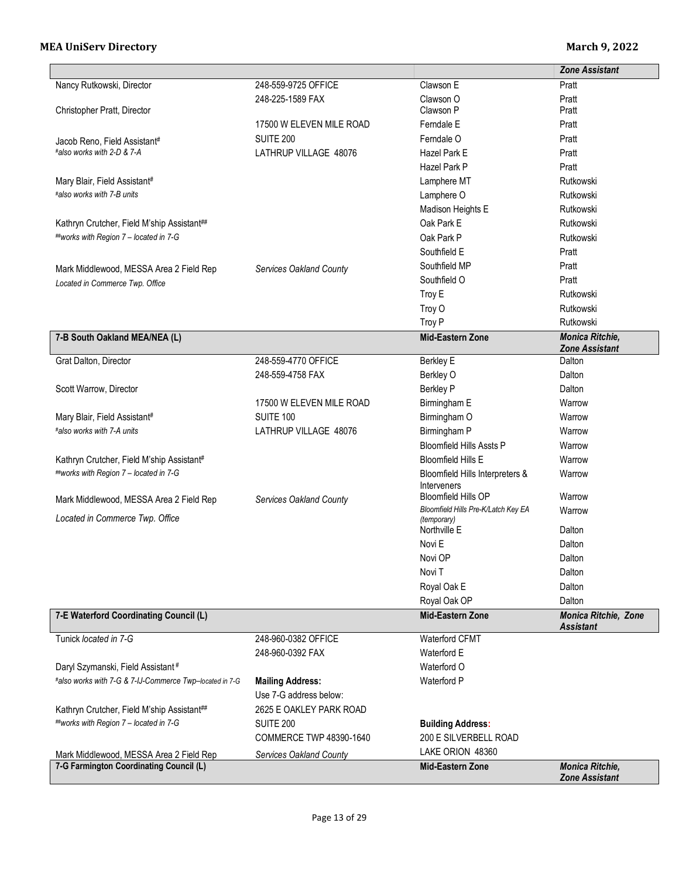| | | | *Zone Assistant* |
|---|---|---|---|
| Nancy Rutkowski, Director | 248-559-9725 OFFICE | Clawson E | Pratt |
| | 248-225-1589 FAX | Clawson O | Pratt |
| Christopher Pratt, Director | | Clawson P | Pratt |
| | 17500 W ELEVEN MILE ROAD | Ferndale E | Pratt |
| Jacob Reno, Field Assistant# | SUITE 200 | Ferndale O | Pratt |
| *#also works with 2-D & 7-A* | LATHRUP VILLAGE 48076 | Hazel Park E | Pratt |
| | | Hazel Park P | Pratt |
| Mary Blair, Field Assistant# | | Lamphere MT | Rutkowski |
| *#also works with 7-B units* | | Lamphere O | Rutkowski |
| | | Madison Heights E | Rutkowski |
| Kathryn Crutcher, Field M'ship Assistant## | | Oak Park E | Rutkowski |
| *##works with Region 7 – located in 7-G* | | Oak Park P | Rutkowski |
| | | Southfield E | Pratt |
| Mark Middlewood, MESSA Area 2 Field Rep | *Services Oakland County* | Southfield MP | Pratt |
| *Located in Commerce Twp. Office* | | Southfield O | Pratt |
| | | Troy E | Rutkowski |
| | | Troy O | Rutkowski |
| | | Troy P | Rutkowski |
| **7-B South Oakland MEA/NEA (L)** | | **Mid-Eastern Zone** | ***Monica Ritchie, Zone Assistant*** |
| Grat Dalton, Director | 248-559-4770 OFFICE | Berkley E | Dalton |
| | 248-559-4758 FAX | Berkley O | Dalton |
| Scott Warrow, Director | | Berkley P | Dalton |
| | 17500 W ELEVEN MILE ROAD | Birmingham E | Warrow |
| Mary Blair, Field Assistant# | SUITE 100 | Birmingham O | Warrow |
| *#also works with 7-A units* | LATHRUP VILLAGE 48076 | Birmingham P | Warrow |
| | | Bloomfield Hills Assts P | Warrow |
| Kathryn Crutcher, Field M'ship Assistant# | | Bloomfield Hills E | Warrow |
| *##works with Region 7 – located in 7-G* | | Bloomfield Hills Interpreters & Interveners | Warrow |
| Mark Middlewood, MESSA Area 2 Field Rep | *Services Oakland County* | Bloomfield Hills OP | Warrow |
| *Located in Commerce Twp. Office* | | *Bloomfield Hills Pre-K/Latch Key EA (temporary)* | Warrow |
| | | Northville E | Dalton |
| | | Novi E | Dalton |
| | | Novi OP | Dalton |
| | | Novi T | Dalton |
| | | Royal Oak E | Dalton |
| | | Royal Oak OP | Dalton |
| **7-E Waterford Coordinating Council (L)** | | **Mid-Eastern Zone** | ***Monica Ritchie, Zone Assistant*** |
| Tunick *located in 7-G* | 248-960-0382 OFFICE | Waterford CFMT | |
| | 248-960-0392 FAX | Waterford E | |
| Daryl Szymanski, Field Assistant # | | Waterford O | |
| *#also works with 7-G & 7-IJ-Commerce Twp–located in 7-G* | **Mailing Address:** | Waterford P | |
| | Use 7-G address below: | | |
| Kathryn Crutcher, Field M'ship Assistant## | 2625 E OAKLEY PARK ROAD | | |
| *##works with Region 7 – located in 7-G* | SUITE 200 | **Building Address:** | |
| | COMMERCE TWP 48390-1640 | 200 E SILVERBELL ROAD | |
| Mark Middlewood, MESSA Area 2 Field Rep | *Services Oakland County* | LAKE ORION 48360 | |
| **7-G Farmington Coordinating Council (L)** | | **Mid-Eastern Zone** | ***Monica Ritchie, Zone Assistant*** |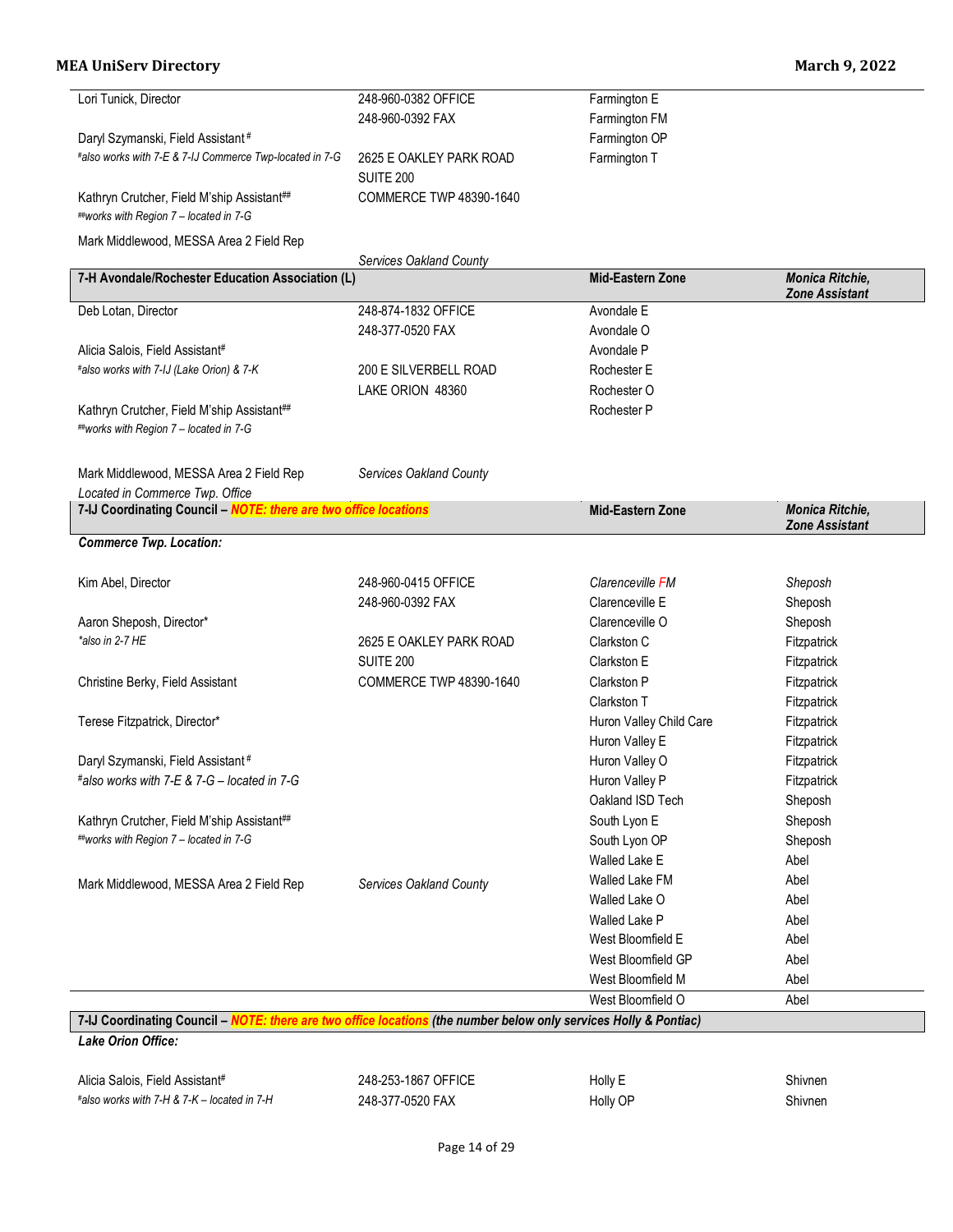| | | | |
|---|---|---|---|
| Lori Tunick, Director | 248-960-0382 OFFICE | Farmington E | |
| | 248-960-0392 FAX | Farmington FM | |
| Daryl Szymanski, Field Assistant # | | Farmington OP | |
| *#also works with 7-E & 7-IJ Commerce Twp-located in 7-G* | 2625 E OAKLEY PARK ROAD | Farmington T | |
| | SUITE 200 | | |
| Kathryn Crutcher, Field M'ship Assistant## | COMMERCE TWP 48390-1640 | | |
| *##works with Region 7 – located in 7-G* | | | |
| Mark Middlewood, MESSA Area 2 Field Rep | | | |
| | *Services Oakland County* | | |

| **7-H Avondale/Rochester Education Association (L)** | | **Mid-Eastern Zone** | ***Monica Ritchie, Zone Assistant*** |
|---|---|---|---|
| Deb Lotan, Director | 248-874-1832 OFFICE | Avondale E | |
| | 248-377-0520 FAX | Avondale O | |
| Alicia Salois, Field Assistant# | | Avondale P | |
| *#also works with 7-IJ (Lake Orion) & 7-K* | 200 E SILVERBELL ROAD | Rochester E | |
| | LAKE ORION 48360 | Rochester O | |
| Kathryn Crutcher, Field M'ship Assistant## | | Rochester P | |
| *##works with Region 7 – located in 7-G* | | | |
| Mark Middlewood, MESSA Area 2 Field Rep | *Services Oakland County* | | |
| *Located in Commerce Twp. Office* | | | |

| **7-IJ Coordinating Council – *NOTE: there are two office locations*** | | **Mid-Eastern Zone** | ***Monica Ritchie, Zone Assistant*** |
|---|---|---|---|
| ***Commerce Twp. Location:*** | | | |
| Kim Abel, Director | 248-960-0415 OFFICE | *Clarenceville FM* | *Sheposh* |
| | 248-960-0392 FAX | Clarenceville E | Sheposh |
| Aaron Sheposh, Director* | | Clarenceville O | Sheposh |
| *\*also in 2-7 HE* | 2625 E OAKLEY PARK ROAD | Clarkston C | Fitzpatrick |
| | SUITE 200 | Clarkston E | Fitzpatrick |
| Christine Berky, Field Assistant | COMMERCE TWP 48390-1640 | Clarkston P | Fitzpatrick |
| | | Clarkston T | Fitzpatrick |
| Terese Fitzpatrick, Director* | | Huron Valley Child Care | Fitzpatrick |
| | | Huron Valley E | Fitzpatrick |
| Daryl Szymanski, Field Assistant # | | Huron Valley O | Fitzpatrick |
| *#also works with 7-E & 7-G – located in 7-G* | | Huron Valley P | Fitzpatrick |
| | | Oakland ISD Tech | Sheposh |
| Kathryn Crutcher, Field M'ship Assistant## | | South Lyon E | Sheposh |
| *##works with Region 7 – located in 7-G* | | South Lyon OP | Sheposh |
| | | Walled Lake E | Abel |
| Mark Middlewood, MESSA Area 2 Field Rep | *Services Oakland County* | Walled Lake FM | Abel |
| | | Walled Lake O | Abel |
| | | Walled Lake P | Abel |
| | | West Bloomfield E | Abel |
| | | West Bloomfield GP | Abel |
| | | West Bloomfield M | Abel |
| | | West Bloomfield O | Abel |

| **7-IJ Coordinating Council – *NOTE: there are two office locations* *(the number below only services Holly & Pontiac)*** | | | |
|---|---|---|---|
| ***Lake Orion Office:*** | | | |
| Alicia Salois, Field Assistant# | 248-253-1867 OFFICE | Holly E | Shivnen |
| *#also works with 7-H & 7-K – located in 7-H* | 248-377-0520 FAX | Holly OP | Shivnen |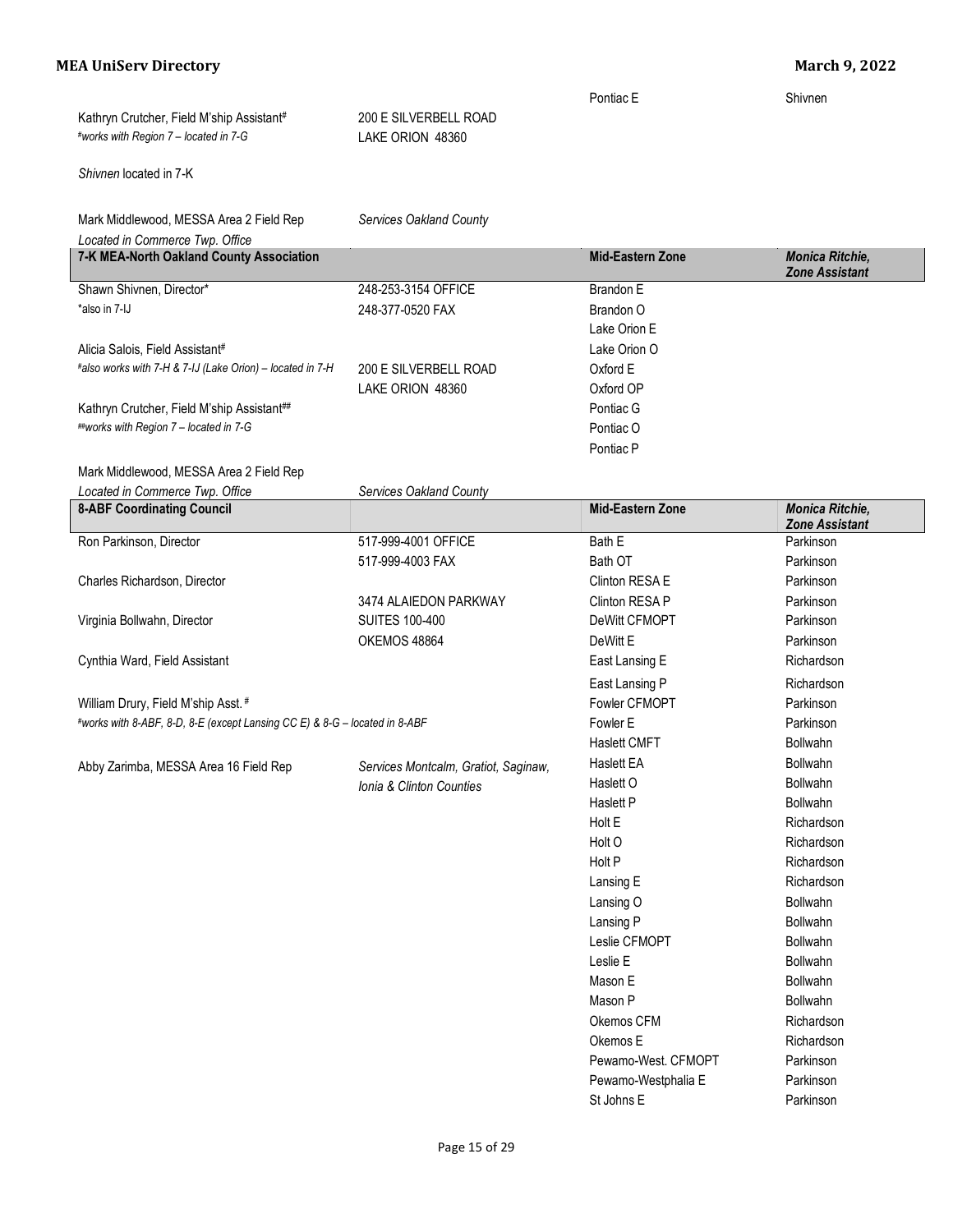| | | | |
|---|---|---|---|
| | | Pontiac E | Shivnen |
| Kathryn Crutcher, Field M'ship Assistant[#] | 200 E SILVERBELL ROAD | | |
| *[#]works with Region 7 – located in 7-G* | LAKE ORION 48360 | | |
| *Shivnen* located in 7-K | | | |
| Mark Middlewood, MESSA Area 2 Field Rep | *Services Oakland County* | | |
| *Located in Commerce Twp. Office* | | | |

| **7-K MEA-North Oakland County Association** | | **Mid-Eastern Zone** | ***Monica Ritchie, Zone Assistant*** |
|---|---|---|---|
| Shawn Shivnen, Director* | 248-253-3154 OFFICE | Brandon E | |
| *also in 7-IJ | 248-377-0520 FAX | Brandon O | |
| | | Lake Orion E | |
| Alicia Salois, Field Assistant[#] | | Lake Orion O | |
| *[#]also works with 7-H & 7-IJ (Lake Orion) – located in 7-H* | 200 E SILVERBELL ROAD | Oxford E | |
| | LAKE ORION 48360 | Oxford OP | |
| Kathryn Crutcher, Field M'ship Assistant[##] | | Pontiac G | |
| *[##]works with Region 7 – located in 7-G* | | Pontiac O | |
| | | Pontiac P | |
| Mark Middlewood, MESSA Area 2 Field Rep | | | |
| *Located in Commerce Twp. Office* | *Services Oakland County* | | |

| **8-ABF Coordinating Council** | | **Mid-Eastern Zone** | ***Monica Ritchie, Zone Assistant*** |
|---|---|---|---|
| Ron Parkinson, Director | 517-999-4001 OFFICE | Bath E | Parkinson |
| | 517-999-4003 FAX | Bath OT | Parkinson |
| Charles Richardson, Director | | Clinton RESA E | Parkinson |
| | 3474 ALAIEDON PARKWAY | Clinton RESA P | Parkinson |
| Virginia Bollwahn, Director | SUITES 100-400 | DeWitt CFMOPT | Parkinson |
| | OKEMOS 48864 | DeWitt E | Parkinson |
| Cynthia Ward, Field Assistant | | East Lansing E | Richardson |
| | | East Lansing P | Richardson |
| William Drury, Field M'ship Asst. [#] | | Fowler CFMOPT | Parkinson |
| *[#]works with 8-ABF, 8-D, 8-E (except Lansing CC E) & 8-G – located in 8-ABF* | | Fowler E | Parkinson |
| | | Haslett CMFT | Bollwahn |
| Abby Zarimba, MESSA Area 16 Field Rep | *Services Montcalm, Gratiot, Saginaw, Ionia & Clinton Counties* | Haslett EA | Bollwahn |
| | | Haslett O | Bollwahn |
| | | Haslett P | Bollwahn |
| | | Holt E | Richardson |
| | | Holt O | Richardson |
| | | Holt P | Richardson |
| | | Lansing E | Richardson |
| | | Lansing O | Bollwahn |
| | | Lansing P | Bollwahn |
| | | Leslie CFMOPT | Bollwahn |
| | | Leslie E | Bollwahn |
| | | Mason E | Bollwahn |
| | | Mason P | Bollwahn |
| | | Okemos CFM | Richardson |
| | | Okemos E | Richardson |
| | | Pewamo-West. CFMOPT | Parkinson |
| | | Pewamo-Westphalia E | Parkinson |
| | | St Johns E | Parkinson |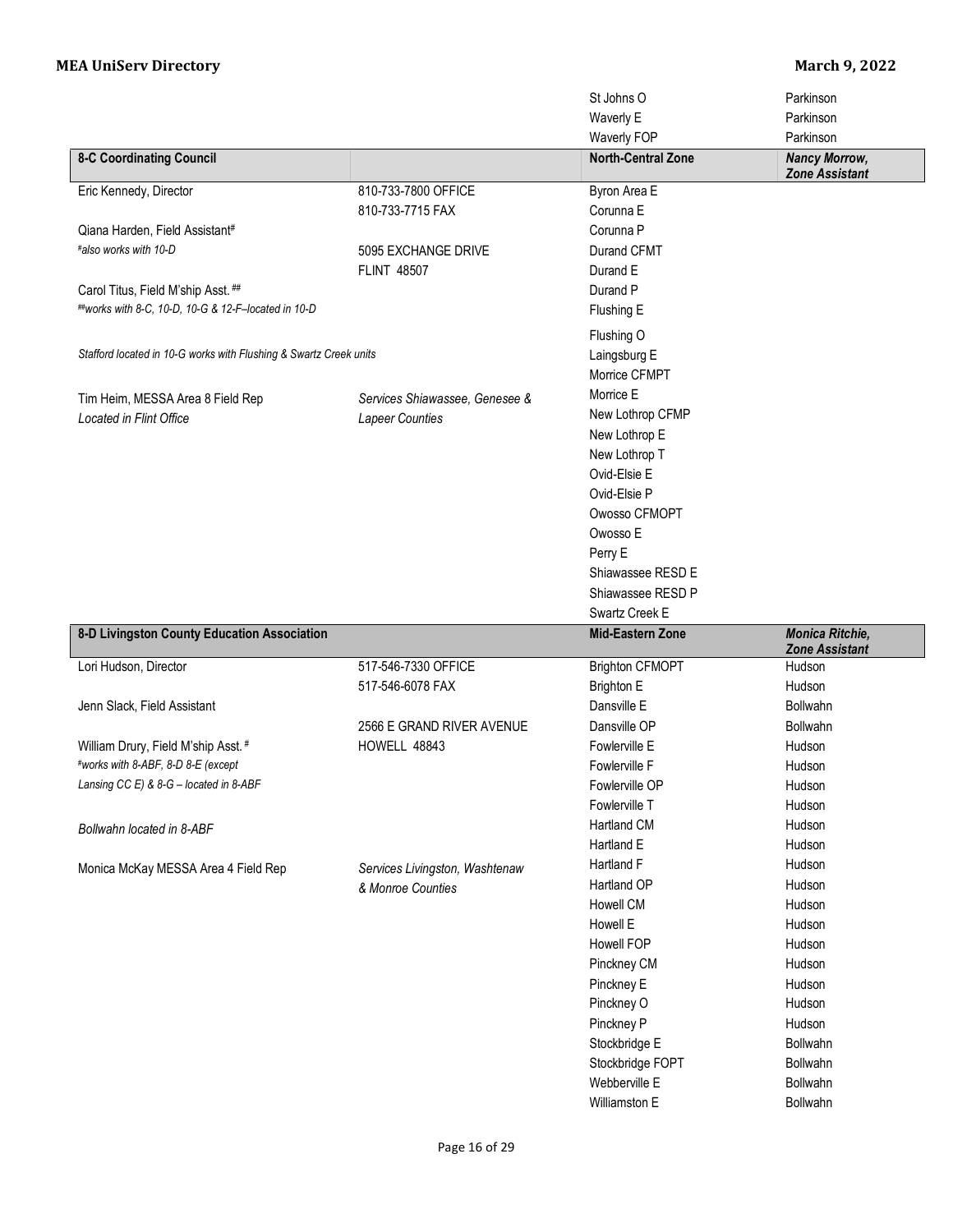| | | | |
|---|---|---|---|
| | | St Johns O | Parkinson |
| | | Waverly E | Parkinson |
| | | Waverly FOP | Parkinson |

| **8-C Coordinating Council** | | **North-Central Zone** | ***Nancy Morrow, Zone Assistant*** |
|---|---|---|---|
| Eric Kennedy, Director | 810-733-7800 OFFICE | Byron Area E | |
| | 810-733-7715 FAX | Corunna E | |
| Qiana Harden, Field Assistant# | | Corunna P | |
| *#also works with 10-D* | 5095 EXCHANGE DRIVE | Durand CFMT | |
| | FLINT 48507 | Durand E | |
| Carol Titus, Field M'ship Asst. ## | | Durand P | |
| *##works with 8-C, 10-D, 10-G & 12-F–located in 10-D* | | Flushing E | |
| | | Flushing O | |
| *Stafford located in 10-G works with Flushing & Swartz Creek units* | | Laingsburg E | |
| | | Morrice CFMPT | |
| Tim Heim, MESSA Area 8 Field Rep | *Services Shiawassee, Genesee &* | Morrice E | |
| *Located in Flint Office* | *Lapeer Counties* | New Lothrop CFMP | |
| | | New Lothrop E | |
| | | New Lothrop T | |
| | | Ovid-Elsie E | |
| | | Ovid-Elsie P | |
| | | Owosso CFMOPT | |
| | | Owosso E | |
| | | Perry E | |
| | | Shiawassee RESD E | |
| | | Shiawassee RESD P | |
| | | Swartz Creek E | |

| **8-D Livingston County Education Association** | | **Mid-Eastern Zone** | ***Monica Ritchie, Zone Assistant*** |
|---|---|---|---|
| Lori Hudson, Director | 517-546-7330 OFFICE | Brighton CFMOPT | Hudson |
| | 517-546-6078 FAX | Brighton E | Hudson |
| Jenn Slack, Field Assistant | | Dansville E | Bollwahn |
| | 2566 E GRAND RIVER AVENUE | Dansville OP | Bollwahn |
| William Drury, Field M'ship Asst. # | HOWELL 48843 | Fowlerville E | Hudson |
| *#works with 8-ABF, 8-D 8-E (except* | | Fowlerville F | Hudson |
| *Lansing CC E) & 8-G – located in 8-ABF* | | Fowlerville OP | Hudson |
| | | Fowlerville T | Hudson |
| *Bollwahn located in 8-ABF* | | Hartland CM | Hudson |
| | | Hartland E | Hudson |
| Monica McKay MESSA Area 4 Field Rep | *Services Livingston, Washtenaw* | Hartland F | Hudson |
| | *& Monroe Counties* | Hartland OP | Hudson |
| | | Howell CM | Hudson |
| | | Howell E | Hudson |
| | | Howell FOP | Hudson |
| | | Pinckney CM | Hudson |
| | | Pinckney E | Hudson |
| | | Pinckney O | Hudson |
| | | Pinckney P | Hudson |
| | | Stockbridge E | Bollwahn |
| | | Stockbridge FOPT | Bollwahn |
| | | Webberville E | Bollwahn |
| | | Williamston E | Bollwahn |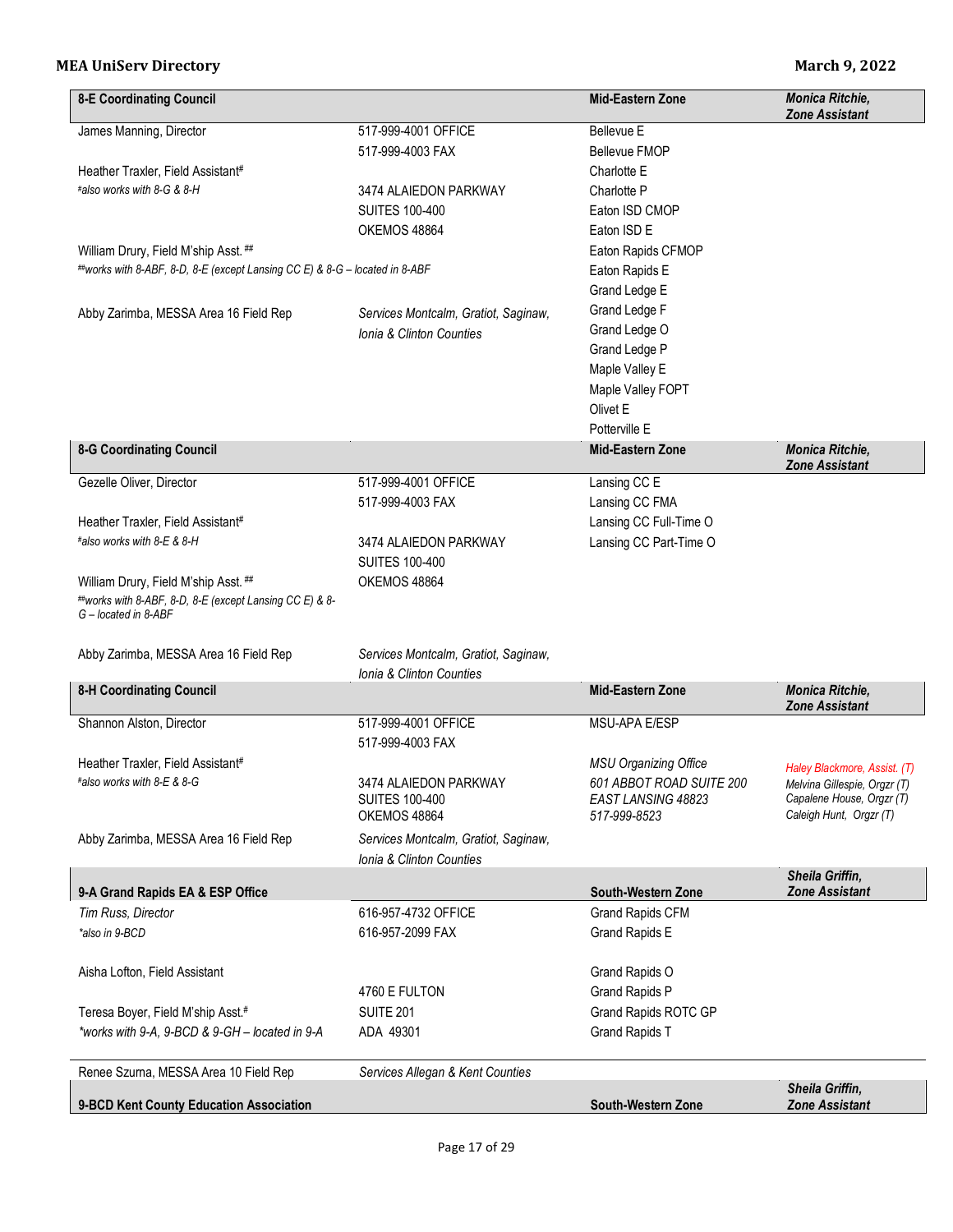| 8-E Coordinating Council | | Mid-Eastern Zone | *Monica Ritchie, Zone Assistant* |
|---|---|---|---|
| James Manning, Director | 517-999-4001 OFFICE | Bellevue E | |
| | 517-999-4003 FAX | Bellevue FMOP | |
| Heather Traxler, Field Assistant# | | Charlotte E | |
| *#also works with 8-G & 8-H* | 3474 ALAIEDON PARKWAY | Charlotte P | |
| | SUITES 100-400 | Eaton ISD CMOP | |
| | OKEMOS 48864 | Eaton ISD E | |
| William Drury, Field M'ship Asst. ## | | Eaton Rapids CFMOP | |
| *##works with 8-ABF, 8-D, 8-E (except Lansing CC E) & 8-G – located in 8-ABF* | | Eaton Rapids E | |
| | | Grand Ledge E | |
| Abby Zarimba, MESSA Area 16 Field Rep | *Services Montcalm, Gratiot, Saginaw, Ionia & Clinton Counties* | Grand Ledge F | |
| | | Grand Ledge O | |
| | | Grand Ledge P | |
| | | Maple Valley E | |
| | | Maple Valley FOPT | |
| | | Olivet E | |
| | | Potterville E | |

| 8-G Coordinating Council | | Mid-Eastern Zone | *Monica Ritchie, Zone Assistant* |
|---|---|---|---|
| Gezelle Oliver, Director | 517-999-4001 OFFICE | Lansing CC E | |
| | 517-999-4003 FAX | Lansing CC FMA | |
| Heather Traxler, Field Assistant# | | Lansing CC Full-Time O | |
| *#also works with 8-E & 8-H* | 3474 ALAIEDON PARKWAY | Lansing CC Part-Time O | |
| | SUITES 100-400 | | |
| William Drury, Field M'ship Asst. ## | OKEMOS 48864 | | |
| *##works with 8-ABF, 8-D, 8-E (except Lansing CC E) & 8-G – located in 8-ABF* | | | |
| Abby Zarimba, MESSA Area 16 Field Rep | *Services Montcalm, Gratiot, Saginaw, Ionia & Clinton Counties* | | |

| 8-H Coordinating Council | | Mid-Eastern Zone | *Monica Ritchie, Zone Assistant* |
|---|---|---|---|
| Shannon Alston, Director | 517-999-4001 OFFICE | MSU-APA E/ESP | |
| | 517-999-4003 FAX | | |
| Heather Traxler, Field Assistant# | | *MSU Organizing Office* | *Haley Blackmore, Assist. (T)* |
| *#also works with 8-E & 8-G* | 3474 ALAIEDON PARKWAY<br>SUITES 100-400<br>OKEMOS 48864 | *601 ABBOT ROAD SUITE 200*<br>*EAST LANSING 48823*<br>*517-999-8523* | *Melvina Gillespie, Orgzr (T)*<br>*Capalene House, Orgzr (T)*<br>*Caleigh Hunt, Orgzr (T)* |
| Abby Zarimba, MESSA Area 16 Field Rep | *Services Montcalm, Gratiot, Saginaw, Ionia & Clinton Counties* | | |

| 9-A Grand Rapids EA & ESP Office | | South-Western Zone | *Sheila Griffin, Zone Assistant* |
|---|---|---|---|
| *Tim Russ, Director* | 616-957-4732 OFFICE | Grand Rapids CFM | |
| *\*also in 9-BCD* | 616-957-2099 FAX | Grand Rapids E | |
| Aisha Lofton, Field Assistant | | Grand Rapids O | |
| | 4760 E FULTON | Grand Rapids P | |
| Teresa Boyer, Field M'ship Asst.# | SUITE 201 | Grand Rapids ROTC GP | |
| *\*works with 9-A, 9-BCD & 9-GH – located in 9-A* | ADA 49301 | Grand Rapids T | |
| Renee Szuma, MESSA Area 10 Field Rep | *Services Allegan & Kent Counties* | | |

| 9-BCD Kent County Education Association | | South-Western Zone | *Sheila Griffin, Zone Assistant* |
|---|---|---|---|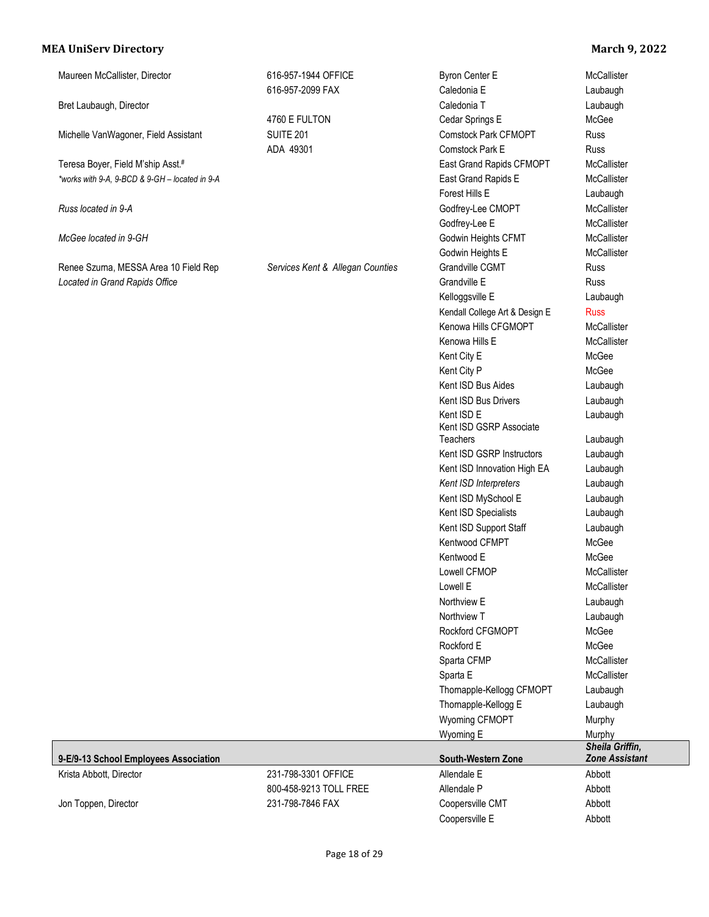| | | | |
|---|---|---|---|
| Maureen McCallister, Director | 616-957-1944 OFFICE | Byron Center E | McCallister |
| | 616-957-2099 FAX | Caledonia E | Laubaugh |
| Bret Laubaugh, Director | | Caledonia T | Laubaugh |
| | 4760 E FULTON | Cedar Springs E | McGee |
| Michelle VanWagoner, Field Assistant | SUITE 201 | Comstock Park CFMOPT | Russ |
| | ADA 49301 | Comstock Park E | Russ |
| Teresa Boyer, Field M'ship Asst.# | | East Grand Rapids CFMOPT | McCallister |
| *\*works with 9-A, 9-BCD & 9-GH – located in 9-A* | | East Grand Rapids E | McCallister |
| | | Forest Hills E | Laubaugh |
| *Russ located in 9-A* | | Godfrey-Lee CMOPT | McCallister |
| | | Godfrey-Lee E | McCallister |
| *McGee located in 9-GH* | | Godwin Heights CFMT | McCallister |
| | | Godwin Heights E | McCallister |
| Renee Szuma, MESSA Area 10 Field Rep | *Services Kent & Allegan Counties* | Grandville CGMT | Russ |
| *Located in Grand Rapids Office* | | Grandville E | Russ |
| | | Kelloggsville E | Laubaugh |
| | | Kendall College Art & Design E | Russ |
| | | Kenowa Hills CFGMOPT | McCallister |
| | | Kenowa Hills E | McCallister |
| | | Kent City E | McGee |
| | | Kent City P | McGee |
| | | Kent ISD Bus Aides | Laubaugh |
| | | Kent ISD Bus Drivers | Laubaugh |
| | | Kent ISD E | Laubaugh |
| | | Kent ISD GSRP Associate Teachers | Laubaugh |
| | | Kent ISD GSRP Instructors | Laubaugh |
| | | Kent ISD Innovation High EA | Laubaugh |
| | | *Kent ISD Interpreters* | Laubaugh |
| | | Kent ISD MySchool E | Laubaugh |
| | | Kent ISD Specialists | Laubaugh |
| | | Kent ISD Support Staff | Laubaugh |
| | | Kentwood CFMPT | McGee |
| | | Kentwood E | McGee |
| | | Lowell CFMOP | McCallister |
| | | Lowell E | McCallister |
| | | Northview E | Laubaugh |
| | | Northview T | Laubaugh |
| | | Rockford CFGMOPT | McGee |
| | | Rockford E | McGee |
| | | Sparta CFMP | McCallister |
| | | Sparta E | McCallister |
| | | Thornapple-Kellogg CFMOPT | Laubaugh |
| | | Thornapple-Kellogg E | Laubaugh |
| | | Wyoming CFMOPT | Murphy |
| | | Wyoming E | Murphy |

| **9-E/9-13 School Employees Association** | | **South-Western Zone** | ***Sheila Griffin, Zone Assistant*** |
|---|---|---|---|
| Krista Abbott, Director | 231-798-3301 OFFICE | Allendale E | Abbott |
| | 800-458-9213 TOLL FREE | Allendale P | Abbott |
| Jon Toppen, Director | 231-798-7846 FAX | Coopersville CMT | Abbott |
| | | Coopersville E | Abbott |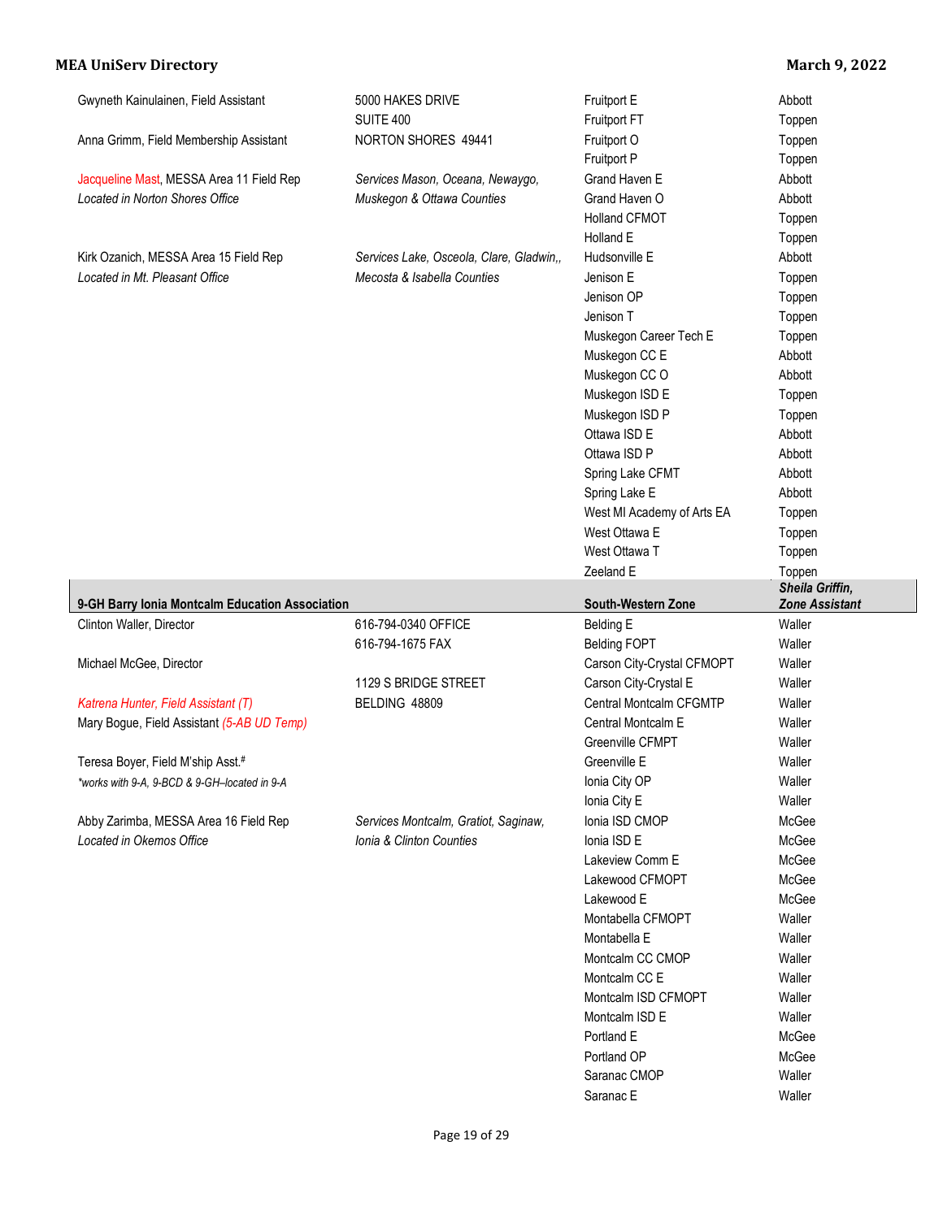| | | | |
|---|---|---|---|
| Gwyneth Kainulainen, Field Assistant | 5000 HAKES DRIVE | Fruitport E | Abbott |
| | SUITE 400 | Fruitport FT | Toppen |
| Anna Grimm, Field Membership Assistant | NORTON SHORES 49441 | Fruitport O | Toppen |
| | | Fruitport P | Toppen |
| Jacqueline Mast, MESSA Area 11 Field Rep | *Services Mason, Oceana, Newaygo,* | Grand Haven E | Abbott |
| *Located in Norton Shores Office* | *Muskegon & Ottawa Counties* | Grand Haven O | Abbott |
| | | Holland CFMOT | Toppen |
| | | Holland E | Toppen |
| Kirk Ozanich, MESSA Area 15 Field Rep | *Services Lake, Osceola, Clare, Gladwin,,* | Hudsonville E | Abbott |
| *Located in Mt. Pleasant Office* | *Mecosta & Isabella Counties* | Jenison E | Toppen |
| | | Jenison OP | Toppen |
| | | Jenison T | Toppen |
| | | Muskegon Career Tech E | Toppen |
| | | Muskegon CC E | Abbott |
| | | Muskegon CC O | Abbott |
| | | Muskegon ISD E | Toppen |
| | | Muskegon ISD P | Toppen |
| | | Ottawa ISD E | Abbott |
| | | Ottawa ISD P | Abbott |
| | | Spring Lake CFMT | Abbott |
| | | Spring Lake E | Abbott |
| | | West MI Academy of Arts EA | Toppen |
| | | West Ottawa E | Toppen |
| | | West Ottawa T | Toppen |
| | | Zeeland E | Toppen |

| **9-GH Barry Ionia Montcalm Education Association** | | **South-Western Zone** | ***Sheila Griffin, Zone Assistant*** |
|---|---|---|---|
| Clinton Waller, Director | 616-794-0340 OFFICE | Belding E | Waller |
| | 616-794-1675 FAX | Belding FOPT | Waller |
| Michael McGee, Director | | Carson City-Crystal CFMOPT | Waller |
| | 1129 S BRIDGE STREET | Carson City-Crystal E | Waller |
| *Katrena Hunter, Field Assistant (T)* | BELDING 48809 | Central Montcalm CFGMTP | Waller |
| Mary Bogue, Field Assistant *(5-AB UD Temp)* | | Central Montcalm E | Waller |
| | | Greenville CFMPT | Waller |
| Teresa Boyer, Field M'ship Asst.# | | Greenville E | Waller |
| *\*works with 9-A, 9-BCD & 9-GH–located in 9-A* | | Ionia City OP | Waller |
| | | Ionia City E | Waller |
| Abby Zarimba, MESSA Area 16 Field Rep | *Services Montcalm, Gratiot, Saginaw,* | Ionia ISD CMOP | McGee |
| *Located in Okemos Office* | *Ionia & Clinton Counties* | Ionia ISD E | McGee |
| | | Lakeview Comm E | McGee |
| | | Lakewood CFMOPT | McGee |
| | | Lakewood E | McGee |
| | | Montabella CFMOPT | Waller |
| | | Montabella E | Waller |
| | | Montcalm CC CMOP | Waller |
| | | Montcalm CC E | Waller |
| | | Montcalm ISD CFMOPT | Waller |
| | | Montcalm ISD E | Waller |
| | | Portland E | McGee |
| | | Portland OP | McGee |
| | | Saranac CMOP | Waller |
| | | Saranac E | Waller |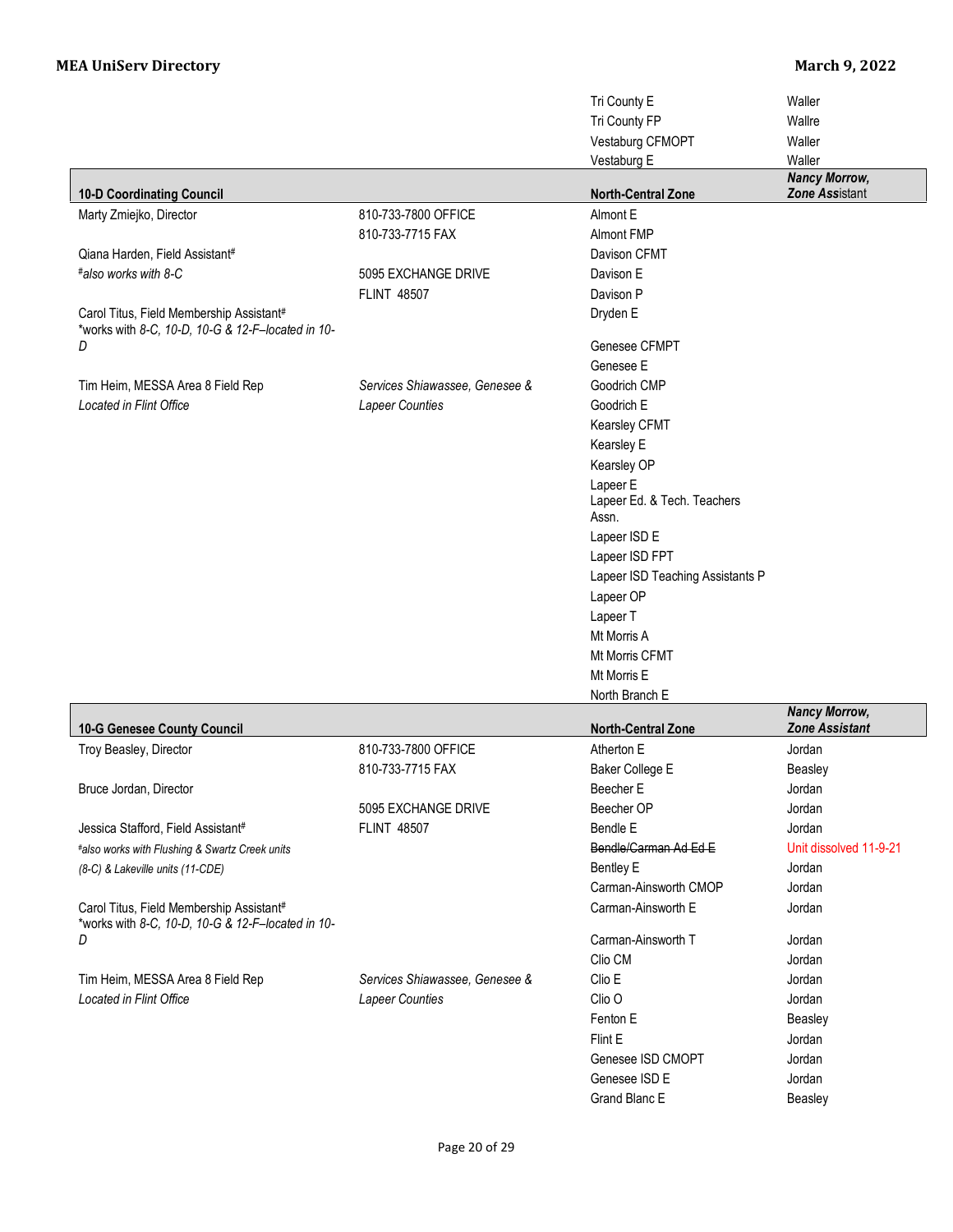| | | | |
|---|---|---|---|
| | | Tri County E | Waller |
| | | Tri County FP | Wallre |
| | | Vestaburg CFMOPT | Waller |
| | | Vestaburg E | Waller |

| **10-D Coordinating Council** | | **North-Central Zone** | ***Nancy Morrow, Zone Assistant*** |
|---|---|---|---|
| Marty Zmiejko, Director | 810-733-7800 OFFICE | Almont E | |
| | 810-733-7715 FAX | Almont FMP | |
| Qiana Harden, Field Assistant# | | Davison CFMT | |
| *#also works with 8-C* | 5095 EXCHANGE DRIVE | Davison E | |
| | FLINT 48507 | Davison P | |
| Carol Titus, Field Membership Assistant# *works with *8-C, 10-D, 10-G & 12-F–located in 10-D* | | Dryden E | |
| | | Genesee CFMPT | |
| | | Genesee E | |
| Tim Heim, MESSA Area 8 Field Rep | *Services Shiawassee, Genesee &* | Goodrich CMP | |
| *Located in Flint Office* | *Lapeer Counties* | Goodrich E | |
| | | Kearsley CFMT | |
| | | Kearsley E | |
| | | Kearsley OP | |
| | | Lapeer E | |
| | | Lapeer Ed. & Tech. Teachers Assn. | |
| | | Lapeer ISD E | |
| | | Lapeer ISD FPT | |
| | | Lapeer ISD Teaching Assistants P | |
| | | Lapeer OP | |
| | | Lapeer T | |
| | | Mt Morris A | |
| | | Mt Morris CFMT | |
| | | Mt Morris E | |
| | | North Branch E | |

| **10-G Genesee County Council** | | **North-Central Zone** | ***Nancy Morrow, Zone Assistant*** |
|---|---|---|---|
| Troy Beasley, Director | 810-733-7800 OFFICE | Atherton E | Jordan |
| | 810-733-7715 FAX | Baker College E | Beasley |
| Bruce Jordan, Director | | Beecher E | Jordan |
| | 5095 EXCHANGE DRIVE | Beecher OP | Jordan |
| Jessica Stafford, Field Assistant# | FLINT 48507 | Bendle E | Jordan |
| *#also works with Flushing & Swartz Creek units* | | ~~Bendle/Carman Ad Ed E~~ | Unit dissolved 11-9-21 |
| *(8-C) & Lakeville units (11-CDE)* | | Bentley E | Jordan |
| | | Carman-Ainsworth CMOP | Jordan |
| Carol Titus, Field Membership Assistant# *works with *8-C, 10-D, 10-G & 12-F–located in 10-D* | | Carman-Ainsworth E | Jordan |
| | | Carman-Ainsworth T | Jordan |
| | | Clio CM | Jordan |
| Tim Heim, MESSA Area 8 Field Rep | *Services Shiawassee, Genesee &* | Clio E | Jordan |
| *Located in Flint Office* | *Lapeer Counties* | Clio O | Jordan |
| | | Fenton E | Beasley |
| | | Flint E | Jordan |
| | | Genesee ISD CMOPT | Jordan |
| | | Genesee ISD E | Jordan |
| | | Grand Blanc E | Beasley |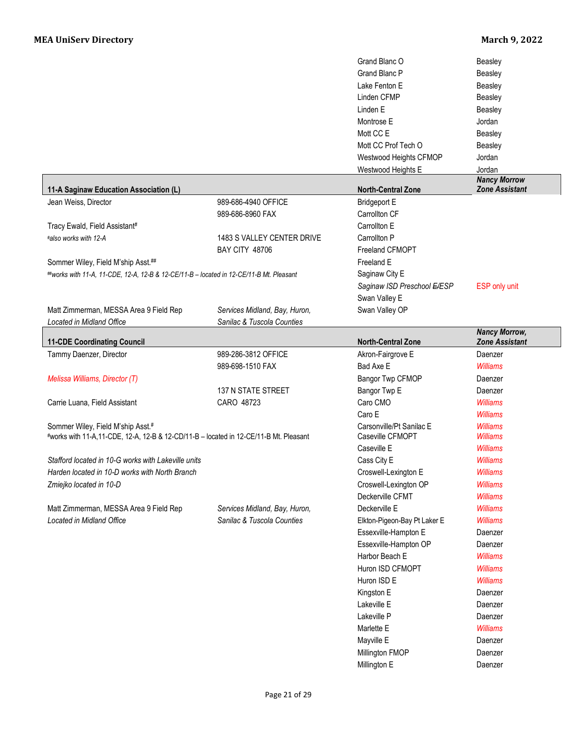| Unit | Assigned |
|---|---|
| Grand Blanc O | Beasley |
| Grand Blanc P | Beasley |
| Lake Fenton E | Beasley |
| Linden CFMP | Beasley |
| Linden E | Beasley |
| Montrose E | Jordan |
| Mott CC E | Beasley |
| Mott CC Prof Tech O | Beasley |
| Westwood Heights CFMOP | Jordan |
| Westwood Heights E | Jordan |

## 11-A Saginaw Education Association (L)

**North-Central Zone** — *Nancy Morrow, Zone Assistant*

Jean Weiss, Director — 989-686-4940 OFFICE, 989-686-8960 FAX

Tracy Ewald, Field Assistant#
*#also works with 12-A*

1483 S VALLEY CENTER DRIVE
BAY CITY 48706

Sommer Wiley, Field M'ship Asst.##
*##works with 11-A, 11-CDE, 12-A, 12-B & 12-CE/11-B – located in 12-CE/11-B Mt. Pleasant*

Matt Zimmerman, MESSA Area 9 Field Rep — *Services Midland, Bay, Huron, Sanilac & Tuscola Counties*
*Located in Midland Office*

| Unit | Notes |
|---|---|
| Bridgeport E | |
| Carrollton CF | |
| Carrollton E | |
| Carrollton P | |
| Freeland CFMOPT | |
| Freeland E | |
| Saginaw City E | |
| *Saginaw ISD Preschool ~~E~~/ESP* | ESP only unit |
| Swan Valley E | |
| Swan Valley OP | |

## 11-CDE Coordinating Council

**North-Central Zone** — *Nancy Morrow, Zone Assistant*

Tammy Daenzer, Director — 989-286-3812 OFFICE, 989-698-1510 FAX

*Melissa Williams, Director (T)*

137 N STATE STREET
CARO 48723

Carrie Luana, Field Assistant

Sommer Wiley, Field M'ship Asst.#
#works with 11-A,11-CDE, 12-A, 12-B & 12-CD/11-B – located in 12-CE/11-B Mt. Pleasant

*Stafford located in 10-G works with Lakeville units*
*Harden located in 10-D works with North Branch*
*Zmiejko located in 10-D*

Matt Zimmerman, MESSA Area 9 Field Rep — *Services Midland, Bay, Huron, Sanilac & Tuscola Counties*
*Located in Midland Office*

| Unit | Assigned |
|---|---|
| Akron-Fairgrove E | Daenzer |
| Bad Axe E | *Williams* |
| Bangor Twp CFMOP | Daenzer |
| Bangor Twp E | Daenzer |
| Caro CMO | *Williams* |
| Caro E | *Williams* |
| Carsonville/Pt Sanilac E | *Williams* |
| Caseville CFMOPT | *Williams* |
| Caseville E | *Williams* |
| Cass City E | *Williams* |
| Croswell-Lexington E | *Williams* |
| Croswell-Lexington OP | *Williams* |
| Deckerville CFMT | *Williams* |
| Deckerville E | *Williams* |
| Elkton-Pigeon-Bay Pt Laker E | *Williams* |
| Essexville-Hampton E | Daenzer |
| Essexville-Hampton OP | Daenzer |
| Harbor Beach E | *Williams* |
| Huron ISD CFMOPT | *Williams* |
| Huron ISD E | *Williams* |
| Kingston E | Daenzer |
| Lakeville E | Daenzer |
| Lakeville P | Daenzer |
| Marlette E | *Williams* |
| Mayville E | Daenzer |
| Millington FMOP | Daenzer |
| Millington E | Daenzer |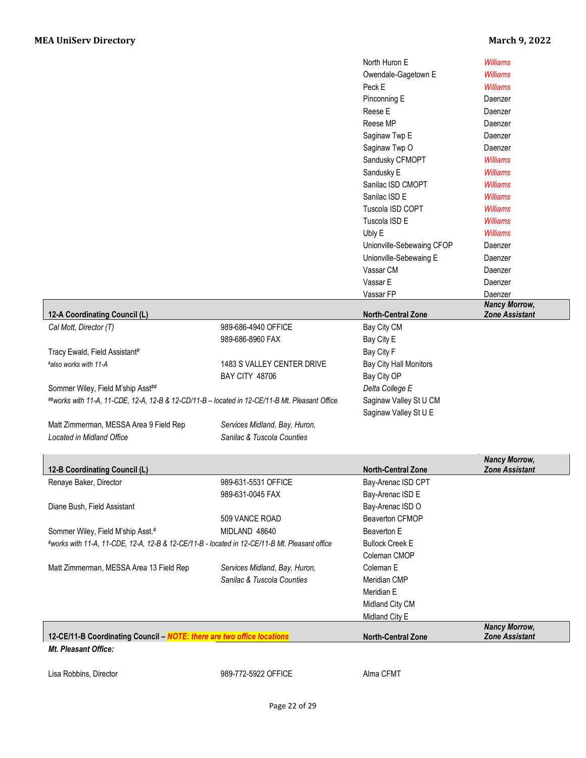| | | | |
|---|---|---|---|
| | | North Huron E | *Williams* |
| | | Owendale-Gagetown E | *Williams* |
| | | Peck E | *Williams* |
| | | Pinconning E | Daenzer |
| | | Reese E | Daenzer |
| | | Reese MP | Daenzer |
| | | Saginaw Twp E | Daenzer |
| | | Saginaw Twp O | Daenzer |
| | | Sandusky CFMOPT | *Williams* |
| | | Sandusky E | *Williams* |
| | | Sanilac ISD CMOPT | *Williams* |
| | | Sanilac ISD E | *Williams* |
| | | Tuscola ISD COPT | *Williams* |
| | | Tuscola ISD E | *Williams* |
| | | Ubly E | *Williams* |
| | | Unionville-Sebewaing CFOP | Daenzer |
| | | Unionville-Sebewaing E | Daenzer |
| | | Vassar CM | Daenzer |
| | | Vassar E | Daenzer |
| | | Vassar FP | Daenzer |

| **12-A Coordinating Council (L)** | | **North-Central Zone** | ***Nancy Morrow, Zone Assistant*** |
|---|---|---|---|
| *Cal Mott, Director (T)* | 989-686-4940 OFFICE | Bay City CM | |
| | 989-686-8960 FAX | Bay City E | |
| Tracy Ewald, Field Assistant[#] | | Bay City F | |
| *[#]also works with 11-A* | 1483 S VALLEY CENTER DRIVE | Bay City Hall Monitors | |
| | BAY CITY 48706 | Bay City OP | |
| Sommer Wiley, Field M'ship Asst[##] | | *Delta College E* | |
| *[##]works with 11-A, 11-CDE, 12-A, 12-B & 12-CD/11-B – located in 12-CE/11-B Mt. Pleasant Office* | | Saginaw Valley St U CM | |
| | | Saginaw Valley St U E | |
| Matt Zimmerman, MESSA Area 9 Field Rep | *Services Midland, Bay, Huron,* | | |
| *Located in Midland Office* | *Sanilac & Tuscola Counties* | | |

| **12-B Coordinating Council (L)** | | **North-Central Zone** | ***Nancy Morrow, Zone Assistant*** |
|---|---|---|---|
| Renaye Baker, Director | 989-631-5531 OFFICE | Bay-Arenac ISD CPT | |
| | 989-631-0045 FAX | Bay-Arenac ISD E | |
| Diane Bush, Field Assistant | | Bay-Arenac ISD O | |
| | 509 VANCE ROAD | Beaverton CFMOP | |
| Sommer Wiley, Field M'ship Asst.[#] | MIDLAND 48640 | Beaverton E | |
| *[#]works with 11-A, 11-CDE, 12-A, 12-B & 12-CE/11-B - located in 12-CE/11-B Mt. Pleasant office* | | Bullock Creek E | |
| | | Coleman CMOP | |
| Matt Zimmerman, MESSA Area 13 Field Rep | *Services Midland, Bay, Huron,* | Coleman E | |
| | *Sanilac & Tuscola Counties* | Meridian CMP | |
| | | Meridian E | |
| | | Midland City CM | |
| | | Midland City E | |

| **12-CE/11-B Coordinating Council – *NOTE: there are two office locations*** | | **North-Central Zone** | ***Nancy Morrow, Zone Assistant*** |
|---|---|---|---|
| ***Mt. Pleasant Office:*** | | | |
| Lisa Robbins, Director | 989-772-5922 OFFICE | Alma CFMT | |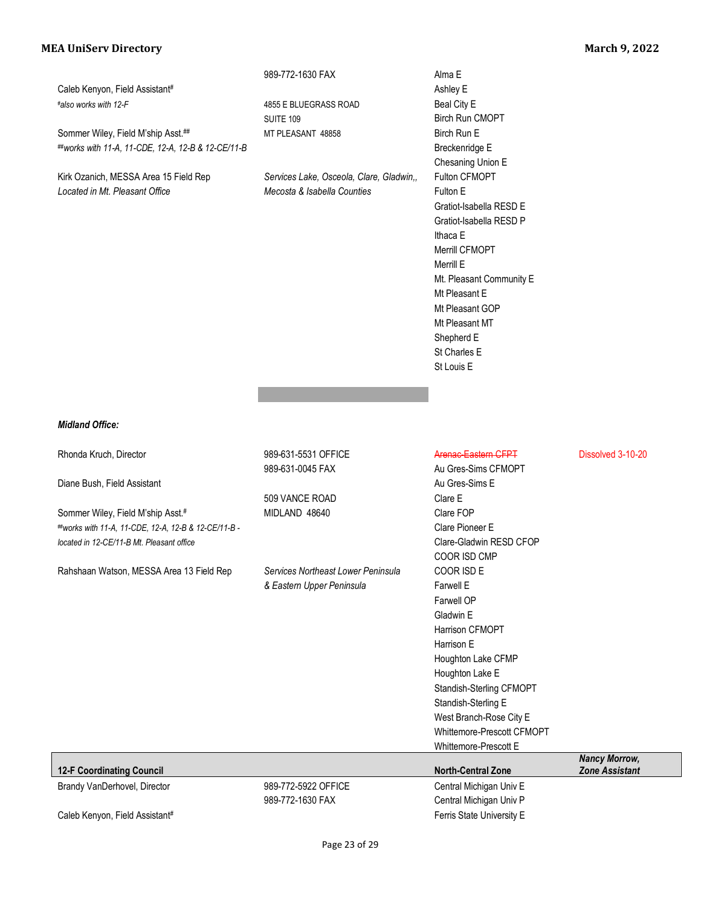| | | | |
|---|---|---|---|
| | 989-772-1630 FAX | Alma E | |
| Caleb Kenyon, Field Assistant# | | Ashley E | |
| *#also works with 12-F* | 4855 E BLUEGRASS ROAD | Beal City E | |
| | SUITE 109 | Birch Run CMOPT | |
| Sommer Wiley, Field M'ship Asst.## | MT PLEASANT 48858 | Birch Run E | |
| *##works with 11-A, 11-CDE, 12-A, 12-B & 12-CE/11-B* | | Breckenridge E | |
| | | Chesaning Union E | |
| Kirk Ozanich, MESSA Area 15 Field Rep | *Services Lake, Osceola, Clare, Gladwin,,* | Fulton CFMOPT | |
| *Located in Mt. Pleasant Office* | *Mecosta & Isabella Counties* | Fulton E | |
| | | Gratiot-Isabella RESD E | |
| | | Gratiot-Isabella RESD P | |
| | | Ithaca E | |
| | | Merrill CFMOPT | |
| | | Merrill E | |
| | | Mt. Pleasant Community E | |
| | | Mt Pleasant E | |
| | | Mt Pleasant GOP | |
| | | Mt Pleasant MT | |
| | | Shepherd E | |
| | | St Charles E | |
| | | St Louis E | |

***Midland Office:***

| | | | |
|---|---|---|---|
| Rhonda Kruch, Director | 989-631-5531 OFFICE | ~~Arenac-Eastern CFPT~~ | Dissolved 3-10-20 |
| | 989-631-0045 FAX | Au Gres-Sims CFMOPT | |
| Diane Bush, Field Assistant | | Au Gres-Sims E | |
| | 509 VANCE ROAD | Clare E | |
| Sommer Wiley, Field M'ship Asst.# | MIDLAND 48640 | Clare FOP | |
| *##works with 11-A, 11-CDE, 12-A, 12-B & 12-CE/11-B - located in 12-CE/11-B Mt. Pleasant office* | | Clare Pioneer E | |
| | | Clare-Gladwin RESD CFOP | |
| | | COOR ISD CMP | |
| Rahshaan Watson, MESSA Area 13 Field Rep | *Services Northeast Lower Peninsula & Eastern Upper Peninsula* | COOR ISD E | |
| | | Farwell E | |
| | | Farwell OP | |
| | | Gladwin E | |
| | | Harrison CFMOPT | |
| | | Harrison E | |
| | | Houghton Lake CFMP | |
| | | Houghton Lake E | |
| | | Standish-Sterling CFMOPT | |
| | | Standish-Sterling E | |
| | | West Branch-Rose City E | |
| | | Whittemore-Prescott CFMOPT | |
| | | Whittemore-Prescott E | |

| **12-F Coordinating Council** | | **North-Central Zone** | ***Nancy Morrow, Zone Assistant*** |
|---|---|---|---|
| Brandy VanDerhovel, Director | 989-772-5922 OFFICE | Central Michigan Univ E | |
| | 989-772-1630 FAX | Central Michigan Univ P | |
| Caleb Kenyon, Field Assistant# | | Ferris State University E | |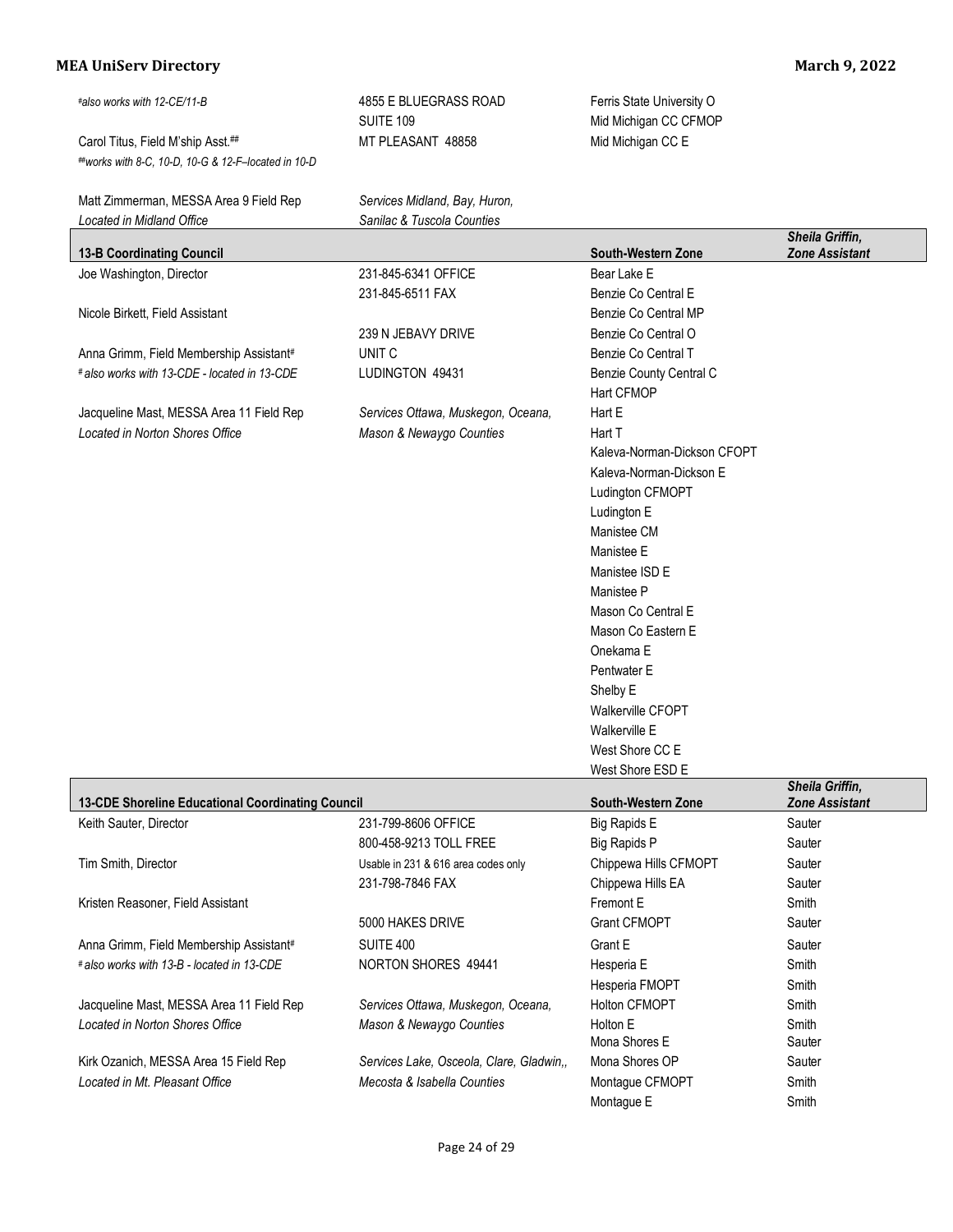| | | | |
|---|---|---|---|
| *#also works with 12-CE/11-B* | 4855 E BLUEGRASS ROAD | Ferris State University O | |
| | SUITE 109 | Mid Michigan CC CFMOP | |
| Carol Titus, Field M'ship Asst.## | MT PLEASANT 48858 | Mid Michigan CC E | |
| *##works with 8-C, 10-D, 10-G & 12-F–located in 10-D* | | | |
| Matt Zimmerman, MESSA Area 9 Field Rep | *Services Midland, Bay, Huron,* | | |
| *Located in Midland Office* | *Sanilac & Tuscola Counties* | | |

| **13-B Coordinating Council** | | **South-Western Zone** | ***Sheila Griffin, Zone Assistant*** |
|---|---|---|---|
| Joe Washington, Director | 231-845-6341 OFFICE | Bear Lake E | |
| | 231-845-6511 FAX | Benzie Co Central E | |
| Nicole Birkett, Field Assistant | | Benzie Co Central MP | |
| | 239 N JEBAVY DRIVE | Benzie Co Central O | |
| Anna Grimm, Field Membership Assistant# | UNIT C | Benzie Co Central T | |
| *# also works with 13-CDE - located in 13-CDE* | LUDINGTON 49431 | Benzie County Central C | |
| | | Hart CFMOP | |
| Jacqueline Mast, MESSA Area 11 Field Rep | *Services Ottawa, Muskegon, Oceana,* | Hart E | |
| *Located in Norton Shores Office* | *Mason & Newaygo Counties* | Hart T | |
| | | Kaleva-Norman-Dickson CFOPT | |
| | | Kaleva-Norman-Dickson E | |
| | | Ludington CFMOPT | |
| | | Ludington E | |
| | | Manistee CM | |
| | | Manistee E | |
| | | Manistee ISD E | |
| | | Manistee P | |
| | | Mason Co Central E | |
| | | Mason Co Eastern E | |
| | | Onekama E | |
| | | Pentwater E | |
| | | Shelby E | |
| | | Walkerville CFOPT | |
| | | Walkerville E | |
| | | West Shore CC E | |
| | | West Shore ESD E | |

| **13-CDE Shoreline Educational Coordinating Council** | | **South-Western Zone** | ***Sheila Griffin, Zone Assistant*** |
|---|---|---|---|
| Keith Sauter, Director | 231-799-8606 OFFICE | Big Rapids E | Sauter |
| | 800-458-9213 TOLL FREE | Big Rapids P | Sauter |
| Tim Smith, Director | Usable in 231 & 616 area codes only | Chippewa Hills CFMOPT | Sauter |
| | 231-798-7846 FAX | Chippewa Hills EA | Sauter |
| Kristen Reasoner, Field Assistant | | Fremont E | Smith |
| | 5000 HAKES DRIVE | Grant CFMOPT | Sauter |
| Anna Grimm, Field Membership Assistant# | SUITE 400 | Grant E | Sauter |
| *# also works with 13-B - located in 13-CDE* | NORTON SHORES 49441 | Hesperia E | Smith |
| | | Hesperia FMOPT | Smith |
| Jacqueline Mast, MESSA Area 11 Field Rep | *Services Ottawa, Muskegon, Oceana,* | Holton CFMOPT | Smith |
| *Located in Norton Shores Office* | *Mason & Newaygo Counties* | Holton E | Smith |
| | | Mona Shores E | Sauter |
| Kirk Ozanich, MESSA Area 15 Field Rep | *Services Lake, Osceola, Clare, Gladwin,,* | Mona Shores OP | Sauter |
| *Located in Mt. Pleasant Office* | *Mecosta & Isabella Counties* | Montague CFMOPT | Smith |
| | | Montague E | Smith |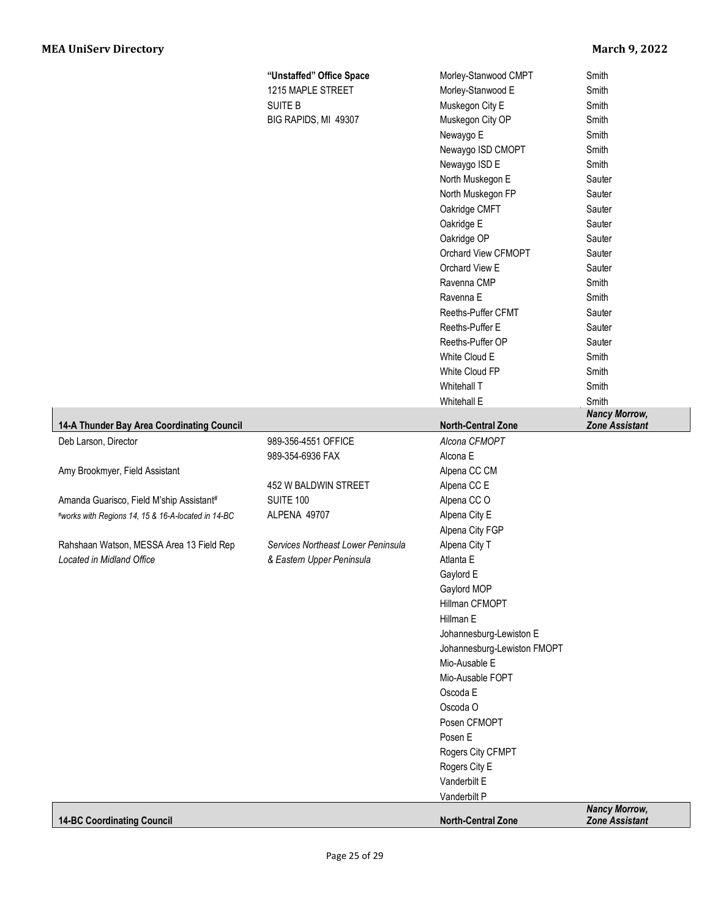| | | | |
|---|---|---|---|
| | **"Unstaffed" Office Space** | Morley-Stanwood CMPT | Smith |
| | 1215 MAPLE STREET | Morley-Stanwood E | Smith |
| | SUITE B | Muskegon City E | Smith |
| | BIG RAPIDS, MI 49307 | Muskegon City OP | Smith |
| | | Newaygo E | Smith |
| | | Newaygo ISD CMOPT | Smith |
| | | Newaygo ISD E | Smith |
| | | North Muskegon E | Sauter |
| | | North Muskegon FP | Sauter |
| | | Oakridge CMFT | Sauter |
| | | Oakridge E | Sauter |
| | | Oakridge OP | Sauter |
| | | Orchard View CFMOPT | Sauter |
| | | Orchard View E | Sauter |
| | | Ravenna CMP | Smith |
| | | Ravenna E | Smith |
| | | Reeths-Puffer CFMT | Sauter |
| | | Reeths-Puffer E | Sauter |
| | | Reeths-Puffer OP | Sauter |
| | | White Cloud E | Smith |
| | | White Cloud FP | Smith |
| | | Whitehall T | Smith |
| | | Whitehall E | Smith |

| **14-A Thunder Bay Area Coordinating Council** | | **North-Central Zone** | ***Nancy Morrow, Zone Assistant*** |
|---|---|---|---|
| Deb Larson, Director | 989-356-4551 OFFICE | *Alcona CFMOPT* | |
| | 989-354-6936 FAX | Alcona E | |
| Amy Brookmyer, Field Assistant | | Alpena CC CM | |
| | 452 W BALDWIN STREET | Alpena CC E | |
| Amanda Guarisco, Field M'ship Assistant[#] | SUITE 100 | Alpena CC O | |
| *[#]works with Regions 14, 15 & 16-A-located in 14-BC* | ALPENA 49707 | Alpena City E | |
| | | Alpena City FGP | |
| Rahshaan Watson, MESSA Area 13 Field Rep | *Services Northeast Lower Peninsula* | Alpena City T | |
| *Located in Midland Office* | *& Eastern Upper Peninsula* | Atlanta E | |
| | | Gaylord E | |
| | | Gaylord MOP | |
| | | Hillman CFMOPT | |
| | | Hillman E | |
| | | Johannesburg-Lewiston E | |
| | | Johannesburg-Lewiston FMOPT | |
| | | Mio-Ausable E | |
| | | Mio-Ausable FOPT | |
| | | Oscoda E | |
| | | Oscoda O | |
| | | Posen CFMOPT | |
| | | Posen E | |
| | | Rogers City CFMPT | |
| | | Rogers City E | |
| | | Vanderbilt E | |
| | | Vanderbilt P | |

| **14-BC Coordinating Council** | | **North-Central Zone** | ***Nancy Morrow, Zone Assistant*** |
|---|---|---|---|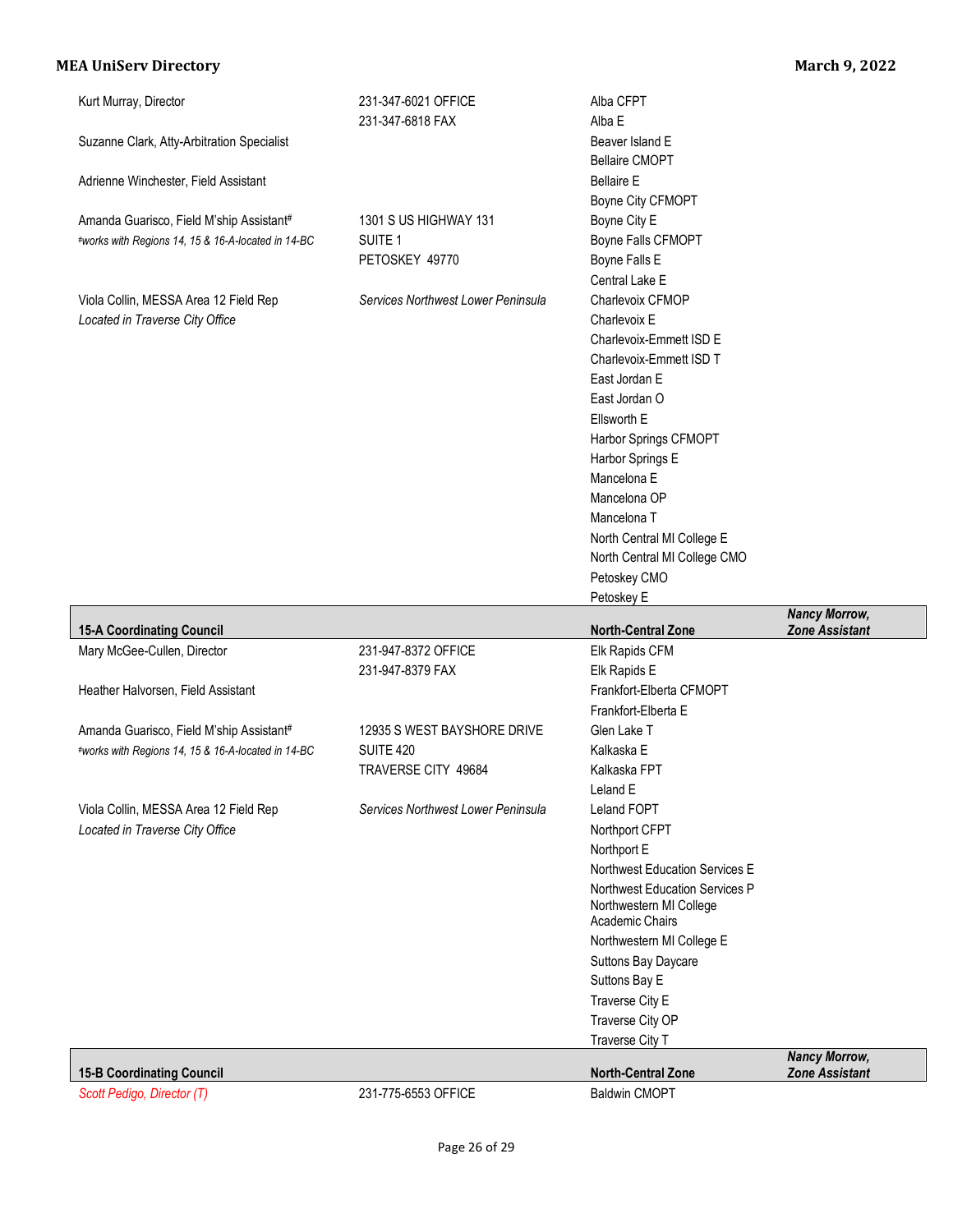| | | | |
|---|---|---|---|
| Kurt Murray, Director | 231-347-6021 OFFICE | Alba CFPT | |
| | 231-347-6818 FAX | Alba E | |
| Suzanne Clark, Atty-Arbitration Specialist | | Beaver Island E | |
| | | Bellaire CMOPT | |
| Adrienne Winchester, Field Assistant | | Bellaire E | |
| | | Boyne City CFMOPT | |
| Amanda Guarisco, Field M'ship Assistant# | 1301 S US HIGHWAY 131 | Boyne City E | |
| *#works with Regions 14, 15 & 16-A-located in 14-BC* | SUITE 1 | Boyne Falls CFMOPT | |
| | PETOSKEY 49770 | Boyne Falls E | |
| | | Central Lake E | |
| Viola Collin, MESSA Area 12 Field Rep | *Services Northwest Lower Peninsula* | Charlevoix CFMOP | |
| *Located in Traverse City Office* | | Charlevoix E | |
| | | Charlevoix-Emmett ISD E | |
| | | Charlevoix-Emmett ISD T | |
| | | East Jordan E | |
| | | East Jordan O | |
| | | Ellsworth E | |
| | | Harbor Springs CFMOPT | |
| | | Harbor Springs E | |
| | | Mancelona E | |
| | | Mancelona OP | |
| | | Mancelona T | |
| | | North Central MI College E | |
| | | North Central MI College CMO | |
| | | Petoskey CMO | |
| | | Petoskey E | |
| **15-A Coordinating Council** | | **North-Central Zone** | ***Nancy Morrow, Zone Assistant*** |
| Mary McGee-Cullen, Director | 231-947-8372 OFFICE | Elk Rapids CFM | |
| | 231-947-8379 FAX | Elk Rapids E | |
| Heather Halvorsen, Field Assistant | | Frankfort-Elberta CFMOPT | |
| | | Frankfort-Elberta E | |
| Amanda Guarisco, Field M'ship Assistant# | 12935 S WEST BAYSHORE DRIVE | Glen Lake T | |
| *#works with Regions 14, 15 & 16-A-located in 14-BC* | SUITE 420 | Kalkaska E | |
| | TRAVERSE CITY 49684 | Kalkaska FPT | |
| | | Leland E | |
| Viola Collin, MESSA Area 12 Field Rep | *Services Northwest Lower Peninsula* | Leland FOPT | |
| *Located in Traverse City Office* | | Northport CFPT | |
| | | Northport E | |
| | | Northwest Education Services E | |
| | | Northwest Education Services P | |
| | | Northwestern MI College Academic Chairs | |
| | | Northwestern MI College E | |
| | | Suttons Bay Daycare | |
| | | Suttons Bay E | |
| | | Traverse City E | |
| | | Traverse City OP | |
| | | Traverse City T | |
| **15-B Coordinating Council** | | **North-Central Zone** | ***Nancy Morrow, Zone Assistant*** |
| *Scott Pedigo, Director (T)* | 231-775-6553 OFFICE | Baldwin CMOPT | |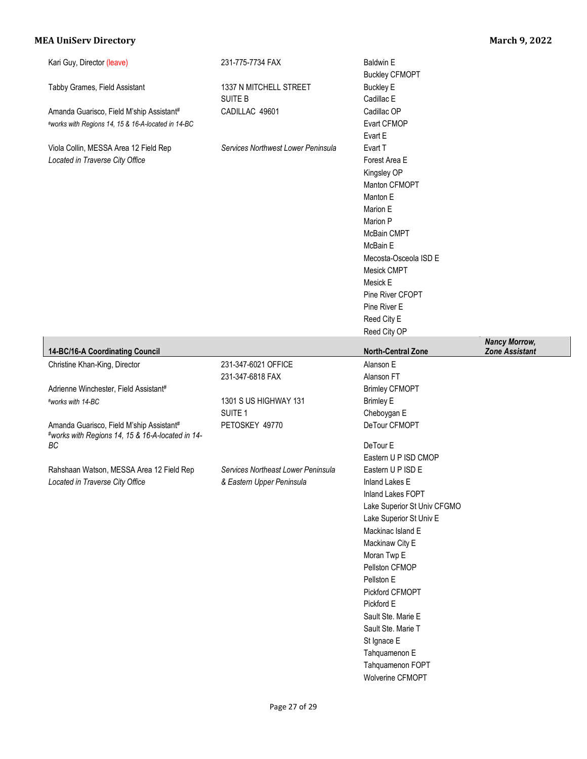Kari Guy, Director (leave) | 231-775-7734 FAX

Tabby Grames, Field Assistant

Amanda Guarisco, Field M'ship Assistant#
*#works with Regions 14, 15 & 16-A-located in 14-BC*

1337 N MITCHELL STREET
SUITE B
CADILLAC 49601

Viola Collin, MESSA Area 12 Field Rep
*Located in Traverse City Office*

*Services Northwest Lower Peninsula*

- Baldwin E
- Buckley CFMOPT
- Buckley E
- Cadillac E
- Cadillac OP
- Evart CFMOP
- Evart E
- Evart T
- Forest Area E
- Kingsley OP
- Manton CFMOPT
- Manton E
- Marion E
- Marion P
- McBain CMPT
- McBain E
- Mecosta-Osceola ISD E
- Mesick CMPT
- Mesick E
- Pine River CFOPT
- Pine River E
- Reed City E
- Reed City OP

## 14-BC/16-A Coordinating Council — North-Central Zone — *Nancy Morrow, Zone Assistant*

Christine Khan-King, Director
231-347-6021 OFFICE
231-347-6818 FAX

Adrienne Winchester, Field Assistant#
*#works with 14-BC*

Amanda Guarisco, Field M'ship Assistant#
*#works with Regions 14, 15 & 16-A-located in 14-BC*

1301 S US HIGHWAY 131
SUITE 1
PETOSKEY 49770

Rahshaan Watson, MESSA Area 12 Field Rep
*Located in Traverse City Office*

*Services Northeast Lower Peninsula & Eastern Upper Peninsula*

- Alanson E
- Alanson FT
- Brimley CFMOPT
- Brimley E
- Cheboygan E
- DeTour CFMOPT
- DeTour E
- Eastern U P ISD CMOP
- Eastern U P ISD E
- Inland Lakes E
- Inland Lakes FOPT
- Lake Superior St Univ CFGMO
- Lake Superior St Univ E
- Mackinac Island E
- Mackinaw City E
- Moran Twp E
- Pellston CFMOP
- Pellston E
- Pickford CFMOPT
- Pickford E
- Sault Ste. Marie E
- Sault Ste. Marie T
- St Ignace E
- Tahquamenon E
- Tahquamenon FOPT
- Wolverine CFMOPT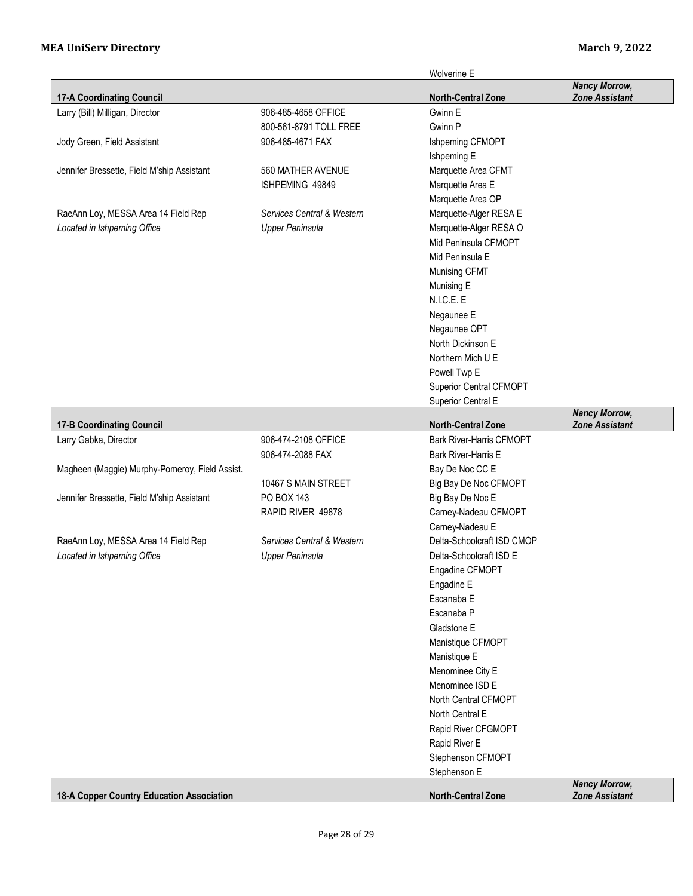| | | Wolverine E | |
|---|---|---|---|
| **17-A Coordinating Council** | | **North-Central Zone** | ***Nancy Morrow, Zone Assistant*** |
| Larry (Bill) Milligan, Director | 906-485-4658 OFFICE | Gwinn E | |
| | 800-561-8791 TOLL FREE | Gwinn P | |
| Jody Green, Field Assistant | 906-485-4671 FAX | Ishpeming CFMOPT | |
| | | Ishpeming E | |
| Jennifer Bressette, Field M'ship Assistant | 560 MATHER AVENUE | Marquette Area CFMT | |
| | ISHPEMING 49849 | Marquette Area E | |
| | | Marquette Area OP | |
| RaeAnn Loy, MESSA Area 14 Field Rep | *Services Central & Western* | Marquette-Alger RESA E | |
| *Located in Ishpeming Office* | *Upper Peninsula* | Marquette-Alger RESA O | |
| | | Mid Peninsula CFMOPT | |
| | | Mid Peninsula E | |
| | | Munising CFMT | |
| | | Munising E | |
| | | N.I.C.E. E | |
| | | Negaunee E | |
| | | Negaunee OPT | |
| | | North Dickinson E | |
| | | Northern Mich U E | |
| | | Powell Twp E | |
| | | Superior Central CFMOPT | |
| | | Superior Central E | |
| **17-B Coordinating Council** | | **North-Central Zone** | ***Nancy Morrow, Zone Assistant*** |
| Larry Gabka, Director | 906-474-2108 OFFICE | Bark River-Harris CFMOPT | |
| | 906-474-2088 FAX | Bark River-Harris E | |
| Magheen (Maggie) Murphy-Pomeroy, Field Assist. | | Bay De Noc CC E | |
| | 10467 S MAIN STREET | Big Bay De Noc CFMOPT | |
| Jennifer Bressette, Field M'ship Assistant | PO BOX 143 | Big Bay De Noc E | |
| | RAPID RIVER 49878 | Carney-Nadeau CFMOPT | |
| | | Carney-Nadeau E | |
| RaeAnn Loy, MESSA Area 14 Field Rep | *Services Central & Western* | Delta-Schoolcraft ISD CMOP | |
| *Located in Ishpeming Office* | *Upper Peninsula* | Delta-Schoolcraft ISD E | |
| | | Engadine CFMOPT | |
| | | Engadine E | |
| | | Escanaba E | |
| | | Escanaba P | |
| | | Gladstone E | |
| | | Manistique CFMOPT | |
| | | Manistique E | |
| | | Menominee City E | |
| | | Menominee ISD E | |
| | | North Central CFMOPT | |
| | | North Central E | |
| | | Rapid River CFGMOPT | |
| | | Rapid River E | |
| | | Stephenson CFMOPT | |
| | | Stephenson E | |
| **18-A Copper Country Education Association** | | **North-Central Zone** | ***Nancy Morrow, Zone Assistant*** |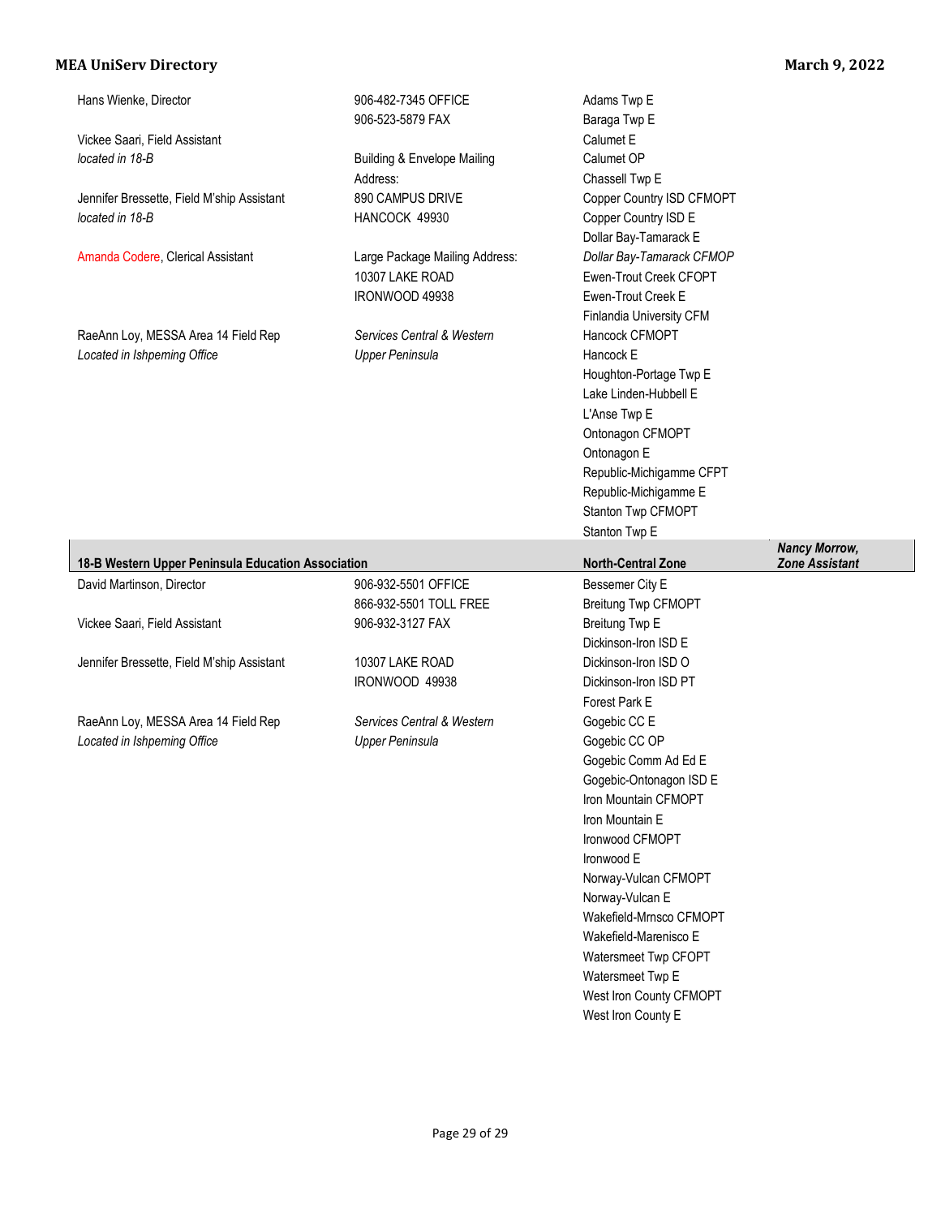| | | |
|---|---|---|
| Hans Wienke, Director | 906-482-7345 OFFICE | Adams Twp E |
| | 906-523-5879 FAX | Baraga Twp E |
| Vickee Saari, Field Assistant | | Calumet E |
| *located in 18-B* | Building & Envelope Mailing Address: | Calumet OP |
| | | Chassell Twp E |
| Jennifer Bressette, Field M'ship Assistant | 890 CAMPUS DRIVE | Copper Country ISD CFMOPT |
| *located in 18-B* | HANCOCK 49930 | Copper Country ISD E |
| | | Dollar Bay-Tamarack E |
| Amanda Codere, Clerical Assistant | Large Package Mailing Address: | *Dollar Bay-Tamarack CFMOP* |
| | 10307 LAKE ROAD | Ewen-Trout Creek CFOPT |
| | IRONWOOD 49938 | Ewen-Trout Creek E |
| | | Finlandia University CFM |
| RaeAnn Loy, MESSA Area 14 Field Rep | *Services Central & Western* | Hancock CFMOPT |
| *Located in Ishpeming Office* | *Upper Peninsula* | Hancock E |
| | | Houghton-Portage Twp E |
| | | Lake Linden-Hubbell E |
| | | L'Anse Twp E |
| | | Ontonagon CFMOPT |
| | | Ontonagon E |
| | | Republic-Michigamme CFPT |
| | | Republic-Michigamme E |
| | | Stanton Twp CFMOPT |
| | | Stanton Twp E |

**18-B Western Upper Peninsula Education Association** — **North-Central Zone** — ***Nancy Morrow, Zone Assistant***

| | | |
|---|---|---|
| David Martinson, Director | 906-932-5501 OFFICE | Bessemer City E |
| | 866-932-5501 TOLL FREE | Breitung Twp CFMOPT |
| Vickee Saari, Field Assistant | 906-932-3127 FAX | Breitung Twp E |
| | | Dickinson-Iron ISD E |
| Jennifer Bressette, Field M'ship Assistant | 10307 LAKE ROAD | Dickinson-Iron ISD O |
| | IRONWOOD 49938 | Dickinson-Iron ISD PT |
| | | Forest Park E |
| RaeAnn Loy, MESSA Area 14 Field Rep | *Services Central & Western* | Gogebic CC E |
| *Located in Ishpeming Office* | *Upper Peninsula* | Gogebic CC OP |
| | | Gogebic Comm Ad Ed E |
| | | Gogebic-Ontonagon ISD E |
| | | Iron Mountain CFMOPT |
| | | Iron Mountain E |
| | | Ironwood CFMOPT |
| | | Ironwood E |
| | | Norway-Vulcan CFMOPT |
| | | Norway-Vulcan E |
| | | Wakefield-Mrnsco CFMOPT |
| | | Wakefield-Marenisco E |
| | | Watersmeet Twp CFOPT |
| | | Watersmeet Twp E |
| | | West Iron County CFMOPT |
| | | West Iron County E |